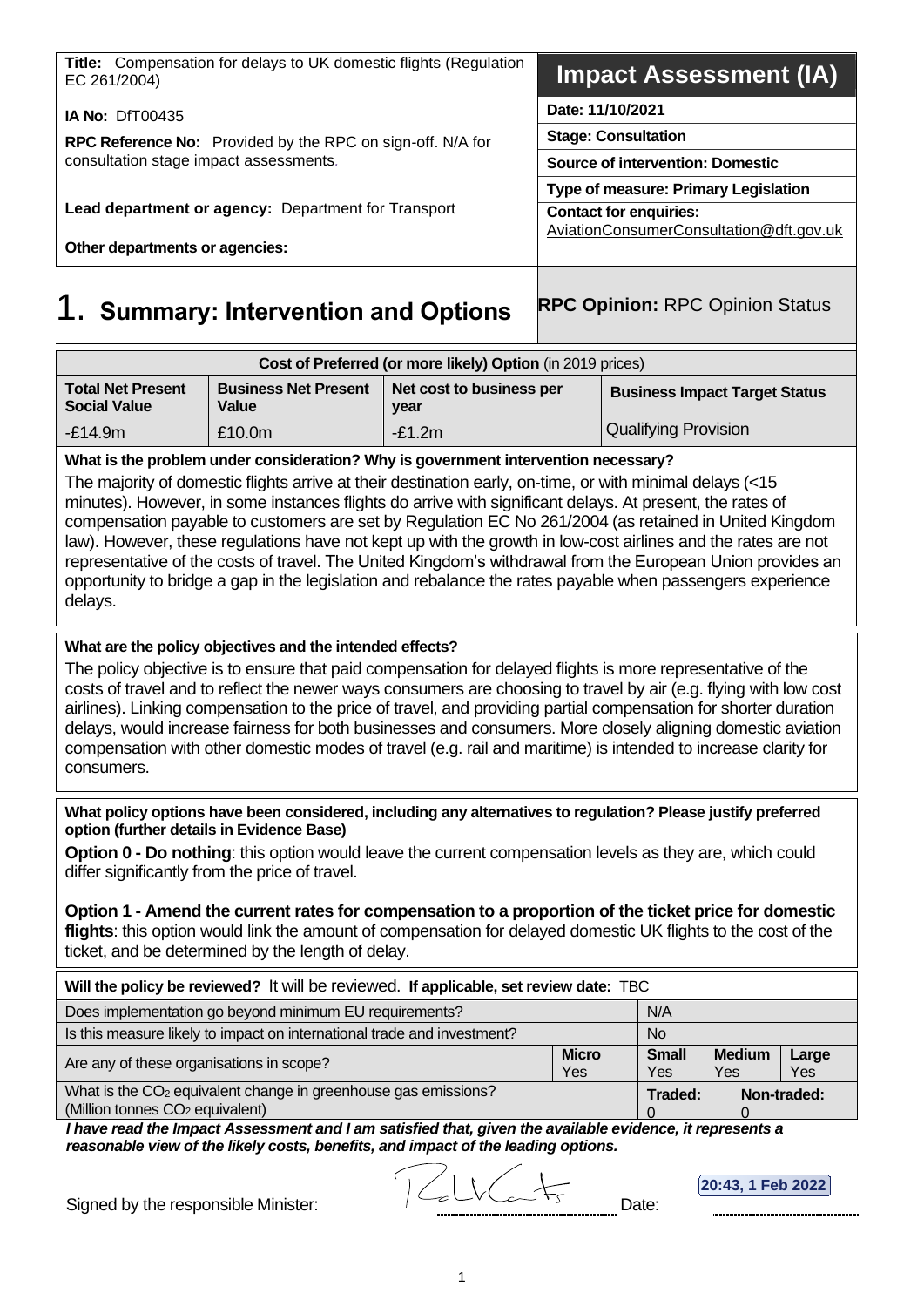| **Title:** Compensation for delays to UK domestic flights (Regulation EC 261/2004) | **Impact Assessment (IA)** |
|---|---|
| **IA No:** DfT00435 | **Date: 11/10/2021** |
| **RPC Reference No:** Provided by the RPC on sign-off. N/A for consultation stage impact assessments. | **Stage: Consultation** |
| | **Source of intervention: Domestic** |
| | **Type of measure: Primary Legislation** |
| **Lead department or agency:** Department for Transport | **Contact for enquiries:** AviationConsumerConsultation@dft.gov.uk |
| **Other departments or agencies:** | |

# 1. Summary: Intervention and Options

**RPC Opinion:** RPC Opinion Status

| **Cost of Preferred (or more likely) Option** (in 2019 prices) | | | |
|---|---|---|---|
| **Total Net Present Social Value** | **Business Net Present Value** | **Net cost to business per year** | **Business Impact Target Status** |
| -£14.9m | £10.0m | -£1.2m | Qualifying Provision |

**What is the problem under consideration? Why is government intervention necessary?**

The majority of domestic flights arrive at their destination early, on-time, or with minimal delays (<15 minutes). However, in some instances flights do arrive with significant delays. At present, the rates of compensation payable to customers are set by Regulation EC No 261/2004 (as retained in United Kingdom law). However, these regulations have not kept up with the growth in low-cost airlines and the rates are not representative of the costs of travel. The United Kingdom's withdrawal from the European Union provides an opportunity to bridge a gap in the legislation and rebalance the rates payable when passengers experience delays.

**What are the policy objectives and the intended effects?**

The policy objective is to ensure that paid compensation for delayed flights is more representative of the costs of travel and to reflect the newer ways consumers are choosing to travel by air (e.g. flying with low cost airlines). Linking compensation to the price of travel, and providing partial compensation for shorter duration delays, would increase fairness for both businesses and consumers. More closely aligning domestic aviation compensation with other domestic modes of travel (e.g. rail and maritime) is intended to increase clarity for consumers.

**What policy options have been considered, including any alternatives to regulation? Please justify preferred option (further details in Evidence Base)**

**Option 0 - Do nothing**: this option would leave the current compensation levels as they are, which could differ significantly from the price of travel.

**Option 1 - Amend the current rates for compensation to a proportion of the ticket price for domestic flights**: this option would link the amount of compensation for delayed domestic UK flights to the cost of the ticket, and be determined by the length of delay.

| **Will the policy be reviewed?** It will be reviewed. **If applicable, set review date:** TBC | | | | |
|---|---|---|---|---|
| Does implementation go beyond minimum EU requirements? | | N/A | | |
| Is this measure likely to impact on international trade and investment? | | No | | |
| Are any of these organisations in scope? | **Micro** Yes | **Small** Yes | **Medium** Yes | **Large** Yes |
| What is the $CO_2$ equivalent change in greenhouse gas emissions? (Million tonnes $CO_2$ equivalent) | | **Traded:** 0 | **Non-traded:** 0 | |

***I have read the Impact Assessment and I am satisfied that, given the available evidence, it represents a reasonable view of the likely costs, benefits, and impact of the leading options.***

Signed by the responsible Minister: Date: 20:43, 1 Feb 2022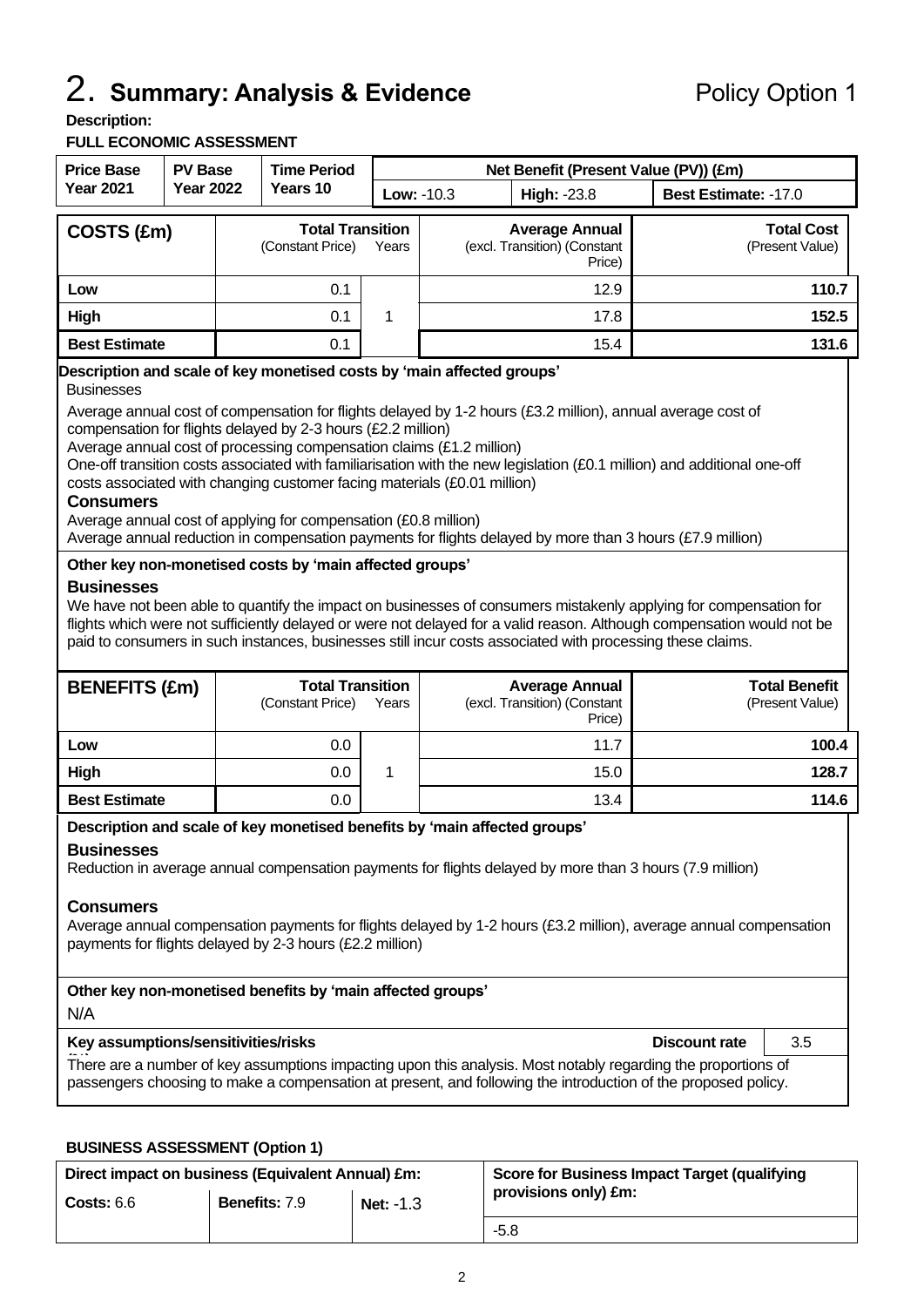# 2. Summary: Analysis & Evidence

Policy Option 1

**Description:**

**FULL ECONOMIC ASSESSMENT**

| Price Base Year 2021 | PV Base Year 2022 | Time Period Years 10 | Net Benefit (Present Value (PV)) (£m) | | |
|---|---|---|---|---|---|
| | | | Low: -10.3 | High: -23.8 | Best Estimate: -17.0 |

| COSTS (£m) | Total Transition (Constant Price) | Years | Average Annual (excl. Transition) (Constant Price) | Total Cost (Present Value) |
|---|---|---|---|---|
| Low | 0.1 | | 12.9 | 110.7 |
| High | 0.1 | 1 | 17.8 | 152.5 |
| Best Estimate | 0.1 | | 15.4 | 131.6 |

**Description and scale of key monetised costs by 'main affected groups'**

Businesses

Average annual cost of compensation for flights delayed by 1-2 hours (£3.2 million), annual average cost of compensation for flights delayed by 2-3 hours (£2.2 million)

Average annual cost of processing compensation claims (£1.2 million)

One-off transition costs associated with familiarisation with the new legislation (£0.1 million) and additional one-off costs associated with changing customer facing materials (£0.01 million)

**Consumers**

Average annual cost of applying for compensation (£0.8 million)

Average annual reduction in compensation payments for flights delayed by more than 3 hours (£7.9 million)

**Other key non-monetised costs by 'main affected groups'**

**Businesses**

We have not been able to quantify the impact on businesses of consumers mistakenly applying for compensation for flights which were not sufficiently delayed or were not delayed for a valid reason. Although compensation would not be paid to consumers in such instances, businesses still incur costs associated with processing these claims.

| BENEFITS (£m) | Total Transition (Constant Price) | Years | Average Annual (excl. Transition) (Constant Price) | Total Benefit (Present Value) |
|---|---|---|---|---|
| Low | 0.0 | | 11.7 | 100.4 |
| High | 0.0 | 1 | 15.0 | 128.7 |
| Best Estimate | 0.0 | | 13.4 | 114.6 |

**Description and scale of key monetised benefits by 'main affected groups'**

**Businesses**

Reduction in average annual compensation payments for flights delayed by more than 3 hours (7.9 million)

**Consumers**

Average annual compensation payments for flights delayed by 1-2 hours (£3.2 million), average annual compensation payments for flights delayed by 2-3 hours (£2.2 million)

**Other key non-monetised benefits by 'main affected groups'**

N/A

**Key assumptions/sensitivities/risks** | **Discount rate** 3.5

There are a number of key assumptions impacting upon this analysis. Most notably regarding the proportions of passengers choosing to make a compensation at present, and following the introduction of the proposed policy.

**BUSINESS ASSESSMENT (Option 1)**

| Direct impact on business (Equivalent Annual) £m: | | | Score for Business Impact Target (qualifying provisions only) £m: |
|---|---|---|---|
| Costs: 6.6 | Benefits: 7.9 | Net: -1.3 | -5.8 |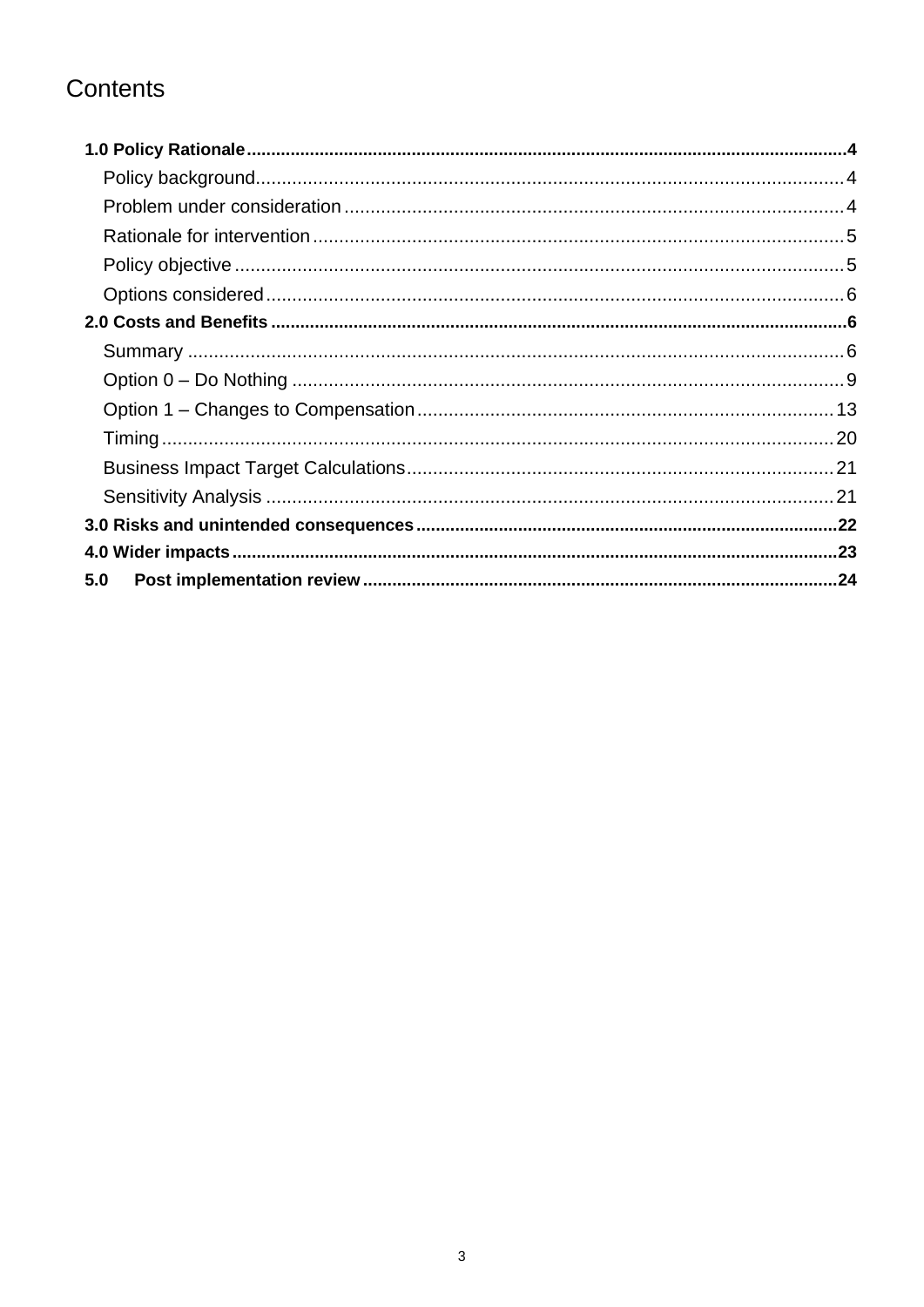# Contents

- **1.0 Policy Rationale** ... 4
  - Policy background ... 4
  - Problem under consideration ... 4
  - Rationale for intervention ... 5
  - Policy objective ... 5
  - Options considered ... 6
- **2.0 Costs and Benefits** ... 6
  - Summary ... 6
  - Option 0 – Do Nothing ... 9
  - Option 1 – Changes to Compensation ... 13
  - Timing ... 20
  - Business Impact Target Calculations ... 21
  - Sensitivity Analysis ... 21
- **3.0 Risks and unintended consequences** ... 22
- **4.0 Wider impacts** ... 23
- **5.0 Post implementation review** ... 24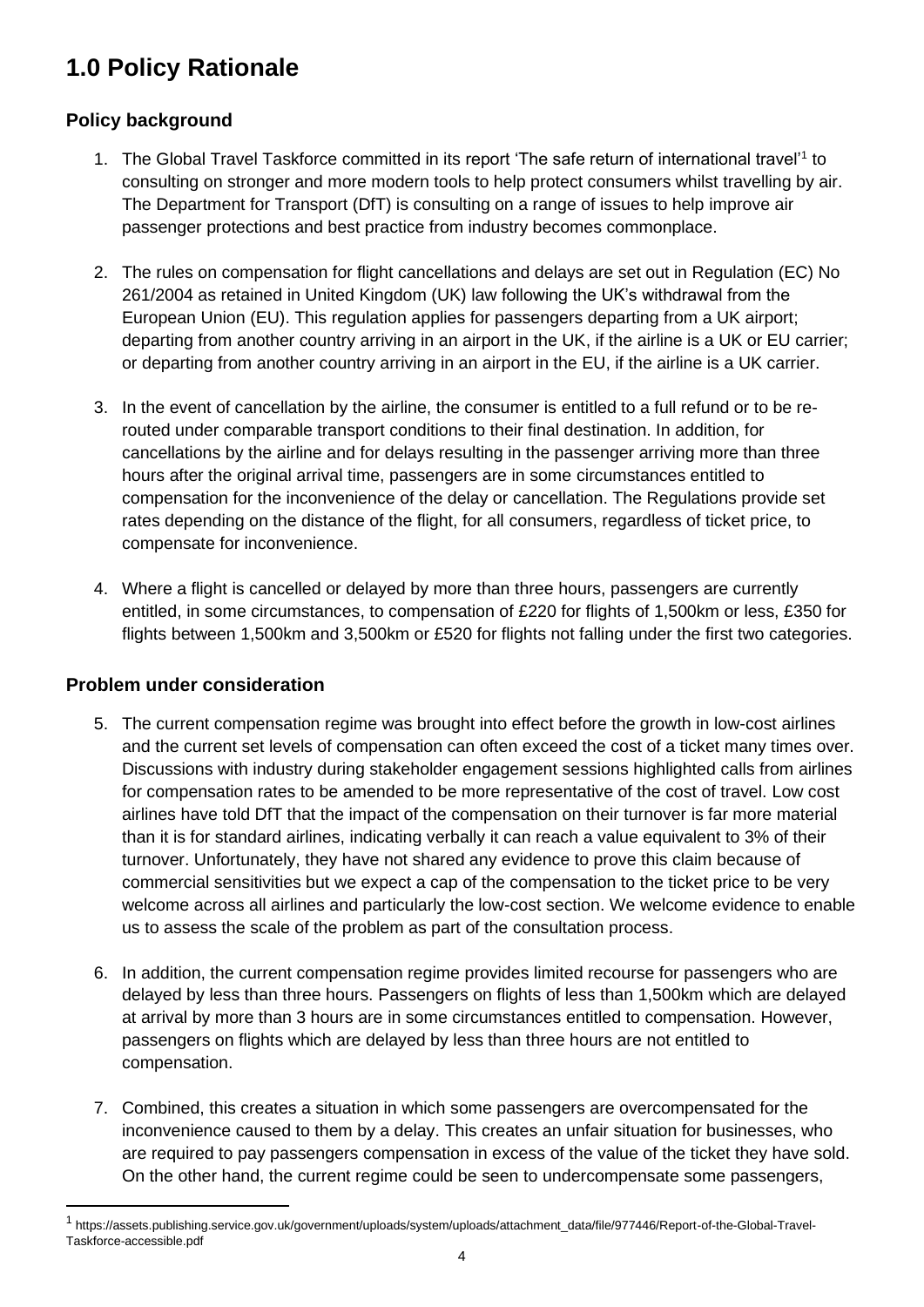# 1.0 Policy Rationale

## Policy background

1. The Global Travel Taskforce committed in its report 'The safe return of international travel'[1] to consulting on stronger and more modern tools to help protect consumers whilst travelling by air. The Department for Transport (DfT) is consulting on a range of issues to help improve air passenger protections and best practice from industry becomes commonplace.

2. The rules on compensation for flight cancellations and delays are set out in Regulation (EC) No 261/2004 as retained in United Kingdom (UK) law following the UK's withdrawal from the European Union (EU). This regulation applies for passengers departing from a UK airport; departing from another country arriving in an airport in the UK, if the airline is a UK or EU carrier; or departing from another country arriving in an airport in the EU, if the airline is a UK carrier.

3. In the event of cancellation by the airline, the consumer is entitled to a full refund or to be re-routed under comparable transport conditions to their final destination. In addition, for cancellations by the airline and for delays resulting in the passenger arriving more than three hours after the original arrival time, passengers are in some circumstances entitled to compensation for the inconvenience of the delay or cancellation. The Regulations provide set rates depending on the distance of the flight, for all consumers, regardless of ticket price, to compensate for inconvenience.

4. Where a flight is cancelled or delayed by more than three hours, passengers are currently entitled, in some circumstances, to compensation of £220 for flights of 1,500km or less, £350 for flights between 1,500km and 3,500km or £520 for flights not falling under the first two categories.

## Problem under consideration

5. The current compensation regime was brought into effect before the growth in low-cost airlines and the current set levels of compensation can often exceed the cost of a ticket many times over. Discussions with industry during stakeholder engagement sessions highlighted calls from airlines for compensation rates to be amended to be more representative of the cost of travel. Low cost airlines have told DfT that the impact of the compensation on their turnover is far more material than it is for standard airlines, indicating verbally it can reach a value equivalent to 3% of their turnover. Unfortunately, they have not shared any evidence to prove this claim because of commercial sensitivities but we expect a cap of the compensation to the ticket price to be very welcome across all airlines and particularly the low-cost section. We welcome evidence to enable us to assess the scale of the problem as part of the consultation process.

6. In addition, the current compensation regime provides limited recourse for passengers who are delayed by less than three hours. Passengers on flights of less than 1,500km which are delayed at arrival by more than 3 hours are in some circumstances entitled to compensation. However, passengers on flights which are delayed by less than three hours are not entitled to compensation.

7. Combined, this creates a situation in which some passengers are overcompensated for the inconvenience caused to them by a delay. This creates an unfair situation for businesses, who are required to pay passengers compensation in excess of the value of the ticket they have sold. On the other hand, the current regime could be seen to undercompensate some passengers,

[1] https://assets.publishing.service.gov.uk/government/uploads/system/uploads/attachment_data/file/977446/Report-of-the-Global-Travel-Taskforce-accessible.pdf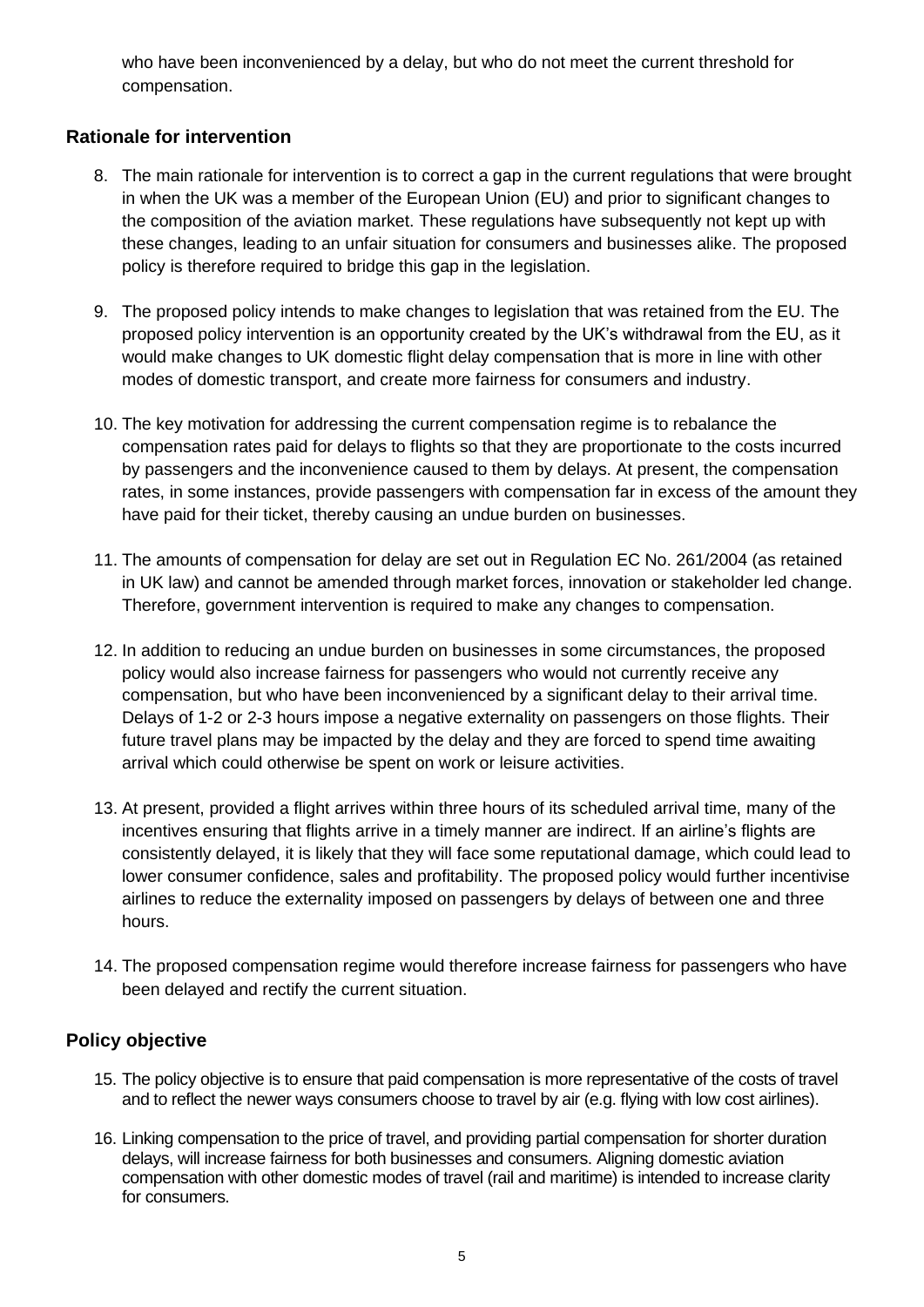who have been inconvenienced by a delay, but who do not meet the current threshold for compensation.

## Rationale for intervention

8. The main rationale for intervention is to correct a gap in the current regulations that were brought in when the UK was a member of the European Union (EU) and prior to significant changes to the composition of the aviation market. These regulations have subsequently not kept up with these changes, leading to an unfair situation for consumers and businesses alike. The proposed policy is therefore required to bridge this gap in the legislation.

9. The proposed policy intends to make changes to legislation that was retained from the EU. The proposed policy intervention is an opportunity created by the UK's withdrawal from the EU, as it would make changes to UK domestic flight delay compensation that is more in line with other modes of domestic transport, and create more fairness for consumers and industry.

10. The key motivation for addressing the current compensation regime is to rebalance the compensation rates paid for delays to flights so that they are proportionate to the costs incurred by passengers and the inconvenience caused to them by delays. At present, the compensation rates, in some instances, provide passengers with compensation far in excess of the amount they have paid for their ticket, thereby causing an undue burden on businesses.

11. The amounts of compensation for delay are set out in Regulation EC No. 261/2004 (as retained in UK law) and cannot be amended through market forces, innovation or stakeholder led change. Therefore, government intervention is required to make any changes to compensation.

12. In addition to reducing an undue burden on businesses in some circumstances, the proposed policy would also increase fairness for passengers who would not currently receive any compensation, but who have been inconvenienced by a significant delay to their arrival time. Delays of 1-2 or 2-3 hours impose a negative externality on passengers on those flights. Their future travel plans may be impacted by the delay and they are forced to spend time awaiting arrival which could otherwise be spent on work or leisure activities.

13. At present, provided a flight arrives within three hours of its scheduled arrival time, many of the incentives ensuring that flights arrive in a timely manner are indirect. If an airline's flights are consistently delayed, it is likely that they will face some reputational damage, which could lead to lower consumer confidence, sales and profitability. The proposed policy would further incentivise airlines to reduce the externality imposed on passengers by delays of between one and three hours.

14. The proposed compensation regime would therefore increase fairness for passengers who have been delayed and rectify the current situation.

## Policy objective

15. The policy objective is to ensure that paid compensation is more representative of the costs of travel and to reflect the newer ways consumers choose to travel by air (e.g. flying with low cost airlines).

16. Linking compensation to the price of travel, and providing partial compensation for shorter duration delays, will increase fairness for both businesses and consumers. Aligning domestic aviation compensation with other domestic modes of travel (rail and maritime) is intended to increase clarity for consumers.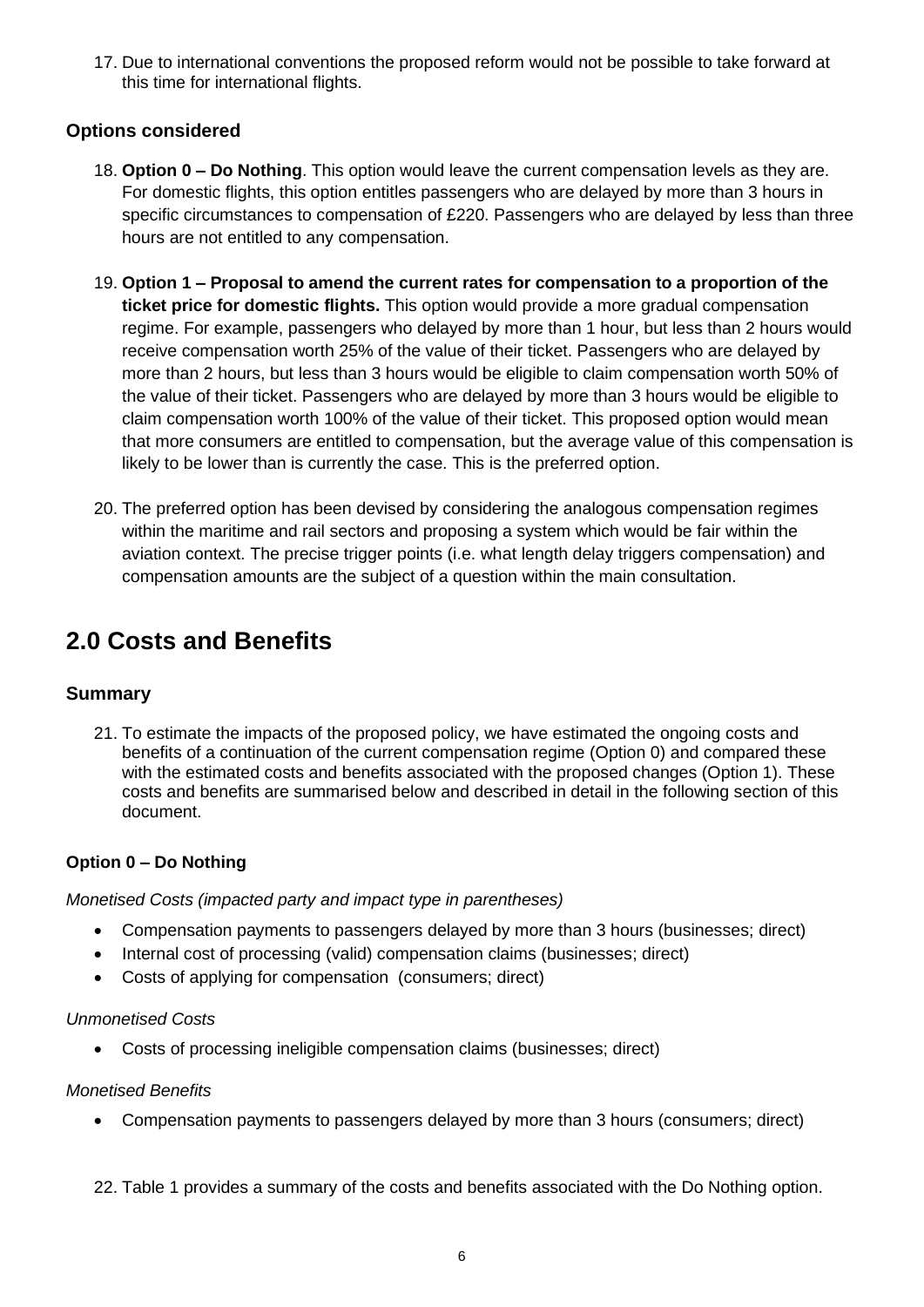17. Due to international conventions the proposed reform would not be possible to take forward at this time for international flights.

### Options considered

18. **Option 0 – Do Nothing**. This option would leave the current compensation levels as they are. For domestic flights, this option entitles passengers who are delayed by more than 3 hours in specific circumstances to compensation of £220. Passengers who are delayed by less than three hours are not entitled to any compensation.

19. **Option 1 – Proposal to amend the current rates for compensation to a proportion of the ticket price for domestic flights.** This option would provide a more gradual compensation regime. For example, passengers who delayed by more than 1 hour, but less than 2 hours would receive compensation worth 25% of the value of their ticket. Passengers who are delayed by more than 2 hours, but less than 3 hours would be eligible to claim compensation worth 50% of the value of their ticket. Passengers who are delayed by more than 3 hours would be eligible to claim compensation worth 100% of the value of their ticket. This proposed option would mean that more consumers are entitled to compensation, but the average value of this compensation is likely to be lower than is currently the case. This is the preferred option.

20. The preferred option has been devised by considering the analogous compensation regimes within the maritime and rail sectors and proposing a system which would be fair within the aviation context. The precise trigger points (i.e. what length delay triggers compensation) and compensation amounts are the subject of a question within the main consultation.

## 2.0 Costs and Benefits

### Summary

21. To estimate the impacts of the proposed policy, we have estimated the ongoing costs and benefits of a continuation of the current compensation regime (Option 0) and compared these with the estimated costs and benefits associated with the proposed changes (Option 1). These costs and benefits are summarised below and described in detail in the following section of this document.

#### Option 0 – Do Nothing

*Monetised Costs (impacted party and impact type in parentheses)*

- Compensation payments to passengers delayed by more than 3 hours (businesses; direct)
- Internal cost of processing (valid) compensation claims (businesses; direct)
- Costs of applying for compensation (consumers; direct)

*Unmonetised Costs*

- Costs of processing ineligible compensation claims (businesses; direct)

*Monetised Benefits*

- Compensation payments to passengers delayed by more than 3 hours (consumers; direct)

22. Table 1 provides a summary of the costs and benefits associated with the Do Nothing option.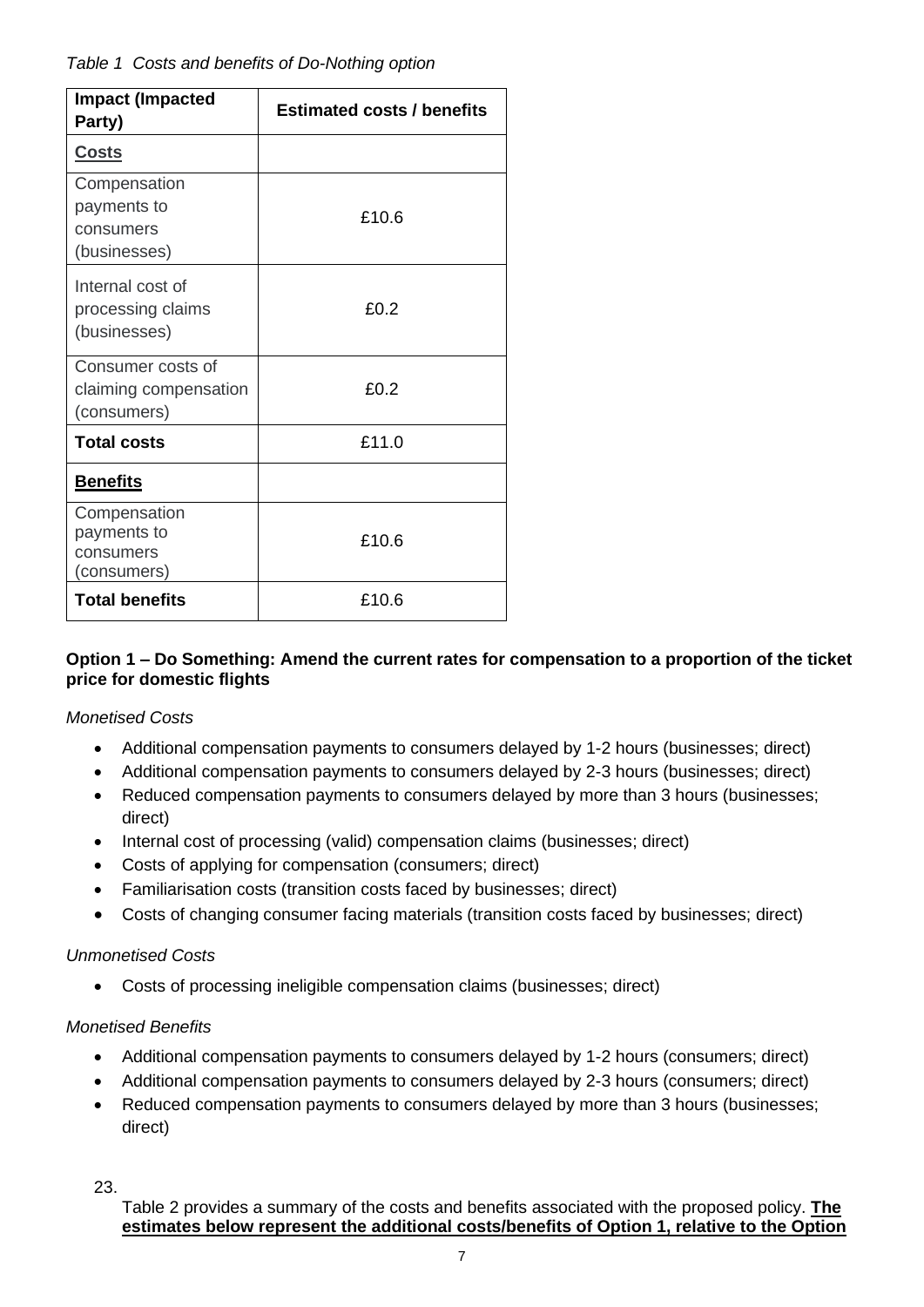*Table 1 Costs and benefits of Do-Nothing option*

| Impact (Impacted Party) | Estimated costs / benefits |
|---|---|
| <u>**Costs**</u> | |
| Compensation payments to consumers (businesses) | £10.6 |
| Internal cost of processing claims (businesses) | £0.2 |
| Consumer costs of claiming compensation (consumers) | £0.2 |
| **Total costs** | £11.0 |
| <u>**Benefits**</u> | |
| Compensation payments to consumers (consumers) | £10.6 |
| **Total benefits** | £10.6 |

**Option 1 – Do Something: Amend the current rates for compensation to a proportion of the ticket price for domestic flights**

*Monetised Costs*

- Additional compensation payments to consumers delayed by 1-2 hours (businesses; direct)
- Additional compensation payments to consumers delayed by 2-3 hours (businesses; direct)
- Reduced compensation payments to consumers delayed by more than 3 hours (businesses; direct)
- Internal cost of processing (valid) compensation claims (businesses; direct)
- Costs of applying for compensation (consumers; direct)
- Familiarisation costs (transition costs faced by businesses; direct)
- Costs of changing consumer facing materials (transition costs faced by businesses; direct)

*Unmonetised Costs*

- Costs of processing ineligible compensation claims (businesses; direct)

*Monetised Benefits*

- Additional compensation payments to consumers delayed by 1-2 hours (consumers; direct)
- Additional compensation payments to consumers delayed by 2-3 hours (consumers; direct)
- Reduced compensation payments to consumers delayed by more than 3 hours (businesses; direct)

23. Table 2 provides a summary of the costs and benefits associated with the proposed policy. <u>**The estimates below represent the additional costs/benefits of Option 1, relative to the Option**</u>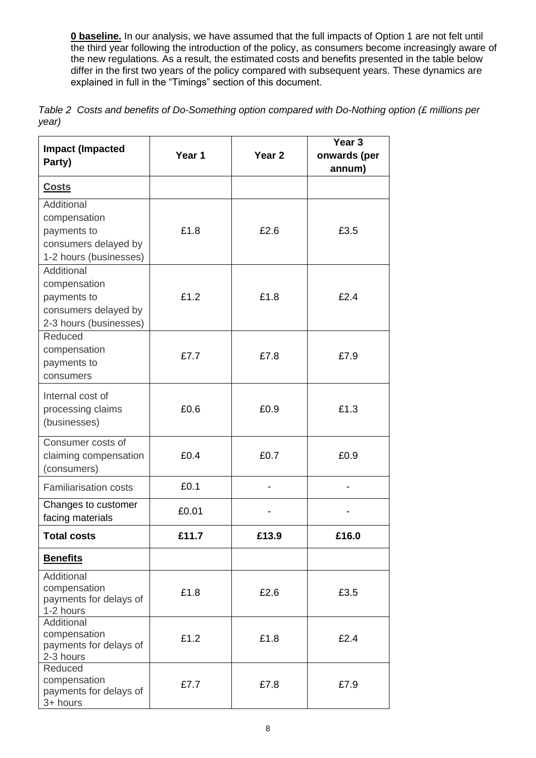**0 baseline.** In our analysis, we have assumed that the full impacts of Option 1 are not felt until the third year following the introduction of the policy, as consumers become increasingly aware of the new regulations. As a result, the estimated costs and benefits presented in the table below differ in the first two years of the policy compared with subsequent years. These dynamics are explained in full in the "Timings" section of this document.

*Table 2 Costs and benefits of Do-Something option compared with Do-Nothing option (£ millions per year)*

| Impact (Impacted Party) | Year 1 | Year 2 | Year 3 onwards (per annum) |
|---|---|---|---|
| **Costs** | | | |
| Additional compensation payments to consumers delayed by 1-2 hours (businesses) | £1.8 | £2.6 | £3.5 |
| Additional compensation payments to consumers delayed by 2-3 hours (businesses) | £1.2 | £1.8 | £2.4 |
| Reduced compensation payments to consumers | £7.7 | £7.8 | £7.9 |
| Internal cost of processing claims (businesses) | £0.6 | £0.9 | £1.3 |
| Consumer costs of claiming compensation (consumers) | £0.4 | £0.7 | £0.9 |
| Familiarisation costs | £0.1 | - | - |
| Changes to customer facing materials | £0.01 | - | - |
| **Total costs** | **£11.7** | **£13.9** | **£16.0** |
| **Benefits** | | | |
| Additional compensation payments for delays of 1-2 hours | £1.8 | £2.6 | £3.5 |
| Additional compensation payments for delays of 2-3 hours | £1.2 | £1.8 | £2.4 |
| Reduced compensation payments for delays of 3+ hours | £7.7 | £7.8 | £7.9 |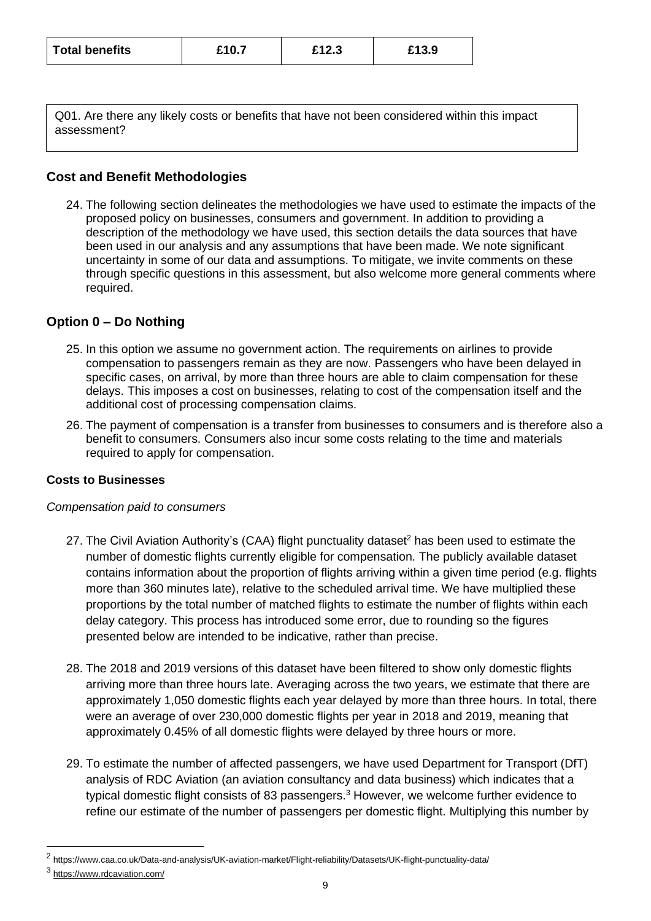| Total benefits | £10.7 | £12.3 | £13.9 |
|---|---|---|---|

Q01. Are there any likely costs or benefits that have not been considered within this impact assessment?

## Cost and Benefit Methodologies

24. The following section delineates the methodologies we have used to estimate the impacts of the proposed policy on businesses, consumers and government. In addition to providing a description of the methodology we have used, this section details the data sources that have been used in our analysis and any assumptions that have been made. We note significant uncertainty in some of our data and assumptions. To mitigate, we invite comments on these through specific questions in this assessment, but also welcome more general comments where required.

## Option 0 – Do Nothing

25. In this option we assume no government action. The requirements on airlines to provide compensation to passengers remain as they are now. Passengers who have been delayed in specific cases, on arrival, by more than three hours are able to claim compensation for these delays. This imposes a cost on businesses, relating to cost of the compensation itself and the additional cost of processing compensation claims.

26. The payment of compensation is a transfer from businesses to consumers and is therefore also a benefit to consumers. Consumers also incur some costs relating to the time and materials required to apply for compensation.

### Costs to Businesses

*Compensation paid to consumers*

27. The Civil Aviation Authority's (CAA) flight punctuality dataset[2] has been used to estimate the number of domestic flights currently eligible for compensation. The publicly available dataset contains information about the proportion of flights arriving within a given time period (e.g. flights more than 360 minutes late), relative to the scheduled arrival time. We have multiplied these proportions by the total number of matched flights to estimate the number of flights within each delay category. This process has introduced some error, due to rounding so the figures presented below are intended to be indicative, rather than precise.

28. The 2018 and 2019 versions of this dataset have been filtered to show only domestic flights arriving more than three hours late. Averaging across the two years, we estimate that there are approximately 1,050 domestic flights each year delayed by more than three hours. In total, there were an average of over 230,000 domestic flights per year in 2018 and 2019, meaning that approximately 0.45% of all domestic flights were delayed by three hours or more.

29. To estimate the number of affected passengers, we have used Department for Transport (DfT) analysis of RDC Aviation (an aviation consultancy and data business) which indicates that a typical domestic flight consists of 83 passengers.[3] However, we welcome further evidence to refine our estimate of the number of passengers per domestic flight. Multiplying this number by

[2] https://www.caa.co.uk/Data-and-analysis/UK-aviation-market/Flight-reliability/Datasets/UK-flight-punctuality-data/

[3] https://www.rdcaviation.com/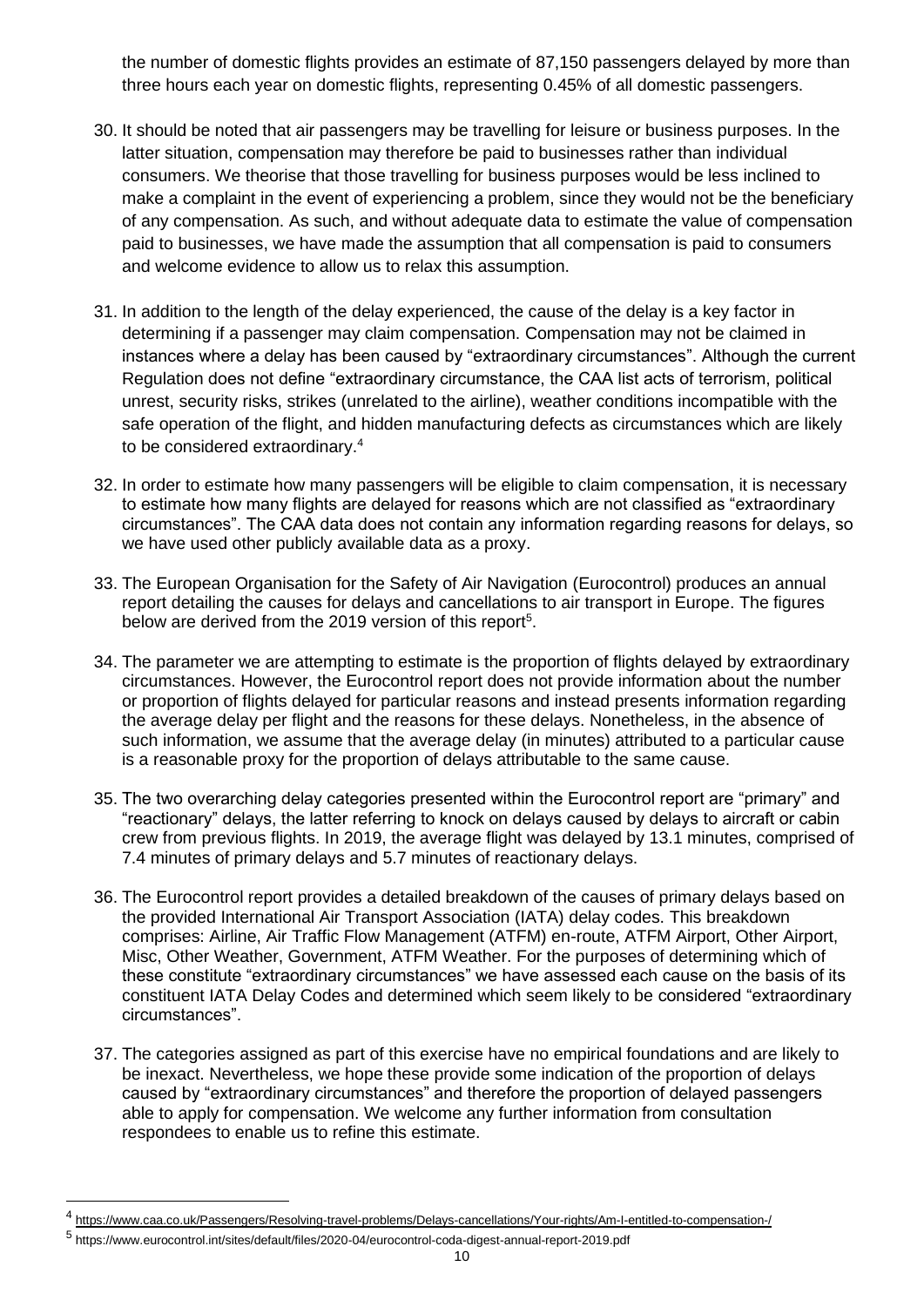the number of domestic flights provides an estimate of 87,150 passengers delayed by more than three hours each year on domestic flights, representing 0.45% of all domestic passengers.

30. It should be noted that air passengers may be travelling for leisure or business purposes. In the latter situation, compensation may therefore be paid to businesses rather than individual consumers. We theorise that those travelling for business purposes would be less inclined to make a complaint in the event of experiencing a problem, since they would not be the beneficiary of any compensation. As such, and without adequate data to estimate the value of compensation paid to businesses, we have made the assumption that all compensation is paid to consumers and welcome evidence to allow us to relax this assumption.

31. In addition to the length of the delay experienced, the cause of the delay is a key factor in determining if a passenger may claim compensation. Compensation may not be claimed in instances where a delay has been caused by "extraordinary circumstances". Although the current Regulation does not define "extraordinary circumstance, the CAA list acts of terrorism, political unrest, security risks, strikes (unrelated to the airline), weather conditions incompatible with the safe operation of the flight, and hidden manufacturing defects as circumstances which are likely to be considered extraordinary.[4]

32. In order to estimate how many passengers will be eligible to claim compensation, it is necessary to estimate how many flights are delayed for reasons which are not classified as "extraordinary circumstances". The CAA data does not contain any information regarding reasons for delays, so we have used other publicly available data as a proxy.

33. The European Organisation for the Safety of Air Navigation (Eurocontrol) produces an annual report detailing the causes for delays and cancellations to air transport in Europe. The figures below are derived from the 2019 version of this report[5].

34. The parameter we are attempting to estimate is the proportion of flights delayed by extraordinary circumstances. However, the Eurocontrol report does not provide information about the number or proportion of flights delayed for particular reasons and instead presents information regarding the average delay per flight and the reasons for these delays. Nonetheless, in the absence of such information, we assume that the average delay (in minutes) attributed to a particular cause is a reasonable proxy for the proportion of delays attributable to the same cause.

35. The two overarching delay categories presented within the Eurocontrol report are "primary" and "reactionary" delays, the latter referring to knock on delays caused by delays to aircraft or cabin crew from previous flights. In 2019, the average flight was delayed by 13.1 minutes, comprised of 7.4 minutes of primary delays and 5.7 minutes of reactionary delays.

36. The Eurocontrol report provides a detailed breakdown of the causes of primary delays based on the provided International Air Transport Association (IATA) delay codes. This breakdown comprises: Airline, Air Traffic Flow Management (ATFM) en-route, ATFM Airport, Other Airport, Misc, Other Weather, Government, ATFM Weather. For the purposes of determining which of these constitute "extraordinary circumstances" we have assessed each cause on the basis of its constituent IATA Delay Codes and determined which seem likely to be considered "extraordinary circumstances".

37. The categories assigned as part of this exercise have no empirical foundations and are likely to be inexact. Nevertheless, we hope these provide some indication of the proportion of delays caused by "extraordinary circumstances" and therefore the proportion of delayed passengers able to apply for compensation. We welcome any further information from consultation respondees to enable us to refine this estimate.

[4] https://www.caa.co.uk/Passengers/Resolving-travel-problems/Delays-cancellations/Your-rights/Am-I-entitled-to-compensation-/

[5] https://www.eurocontrol.int/sites/default/files/2020-04/eurocontrol-coda-digest-annual-report-2019.pdf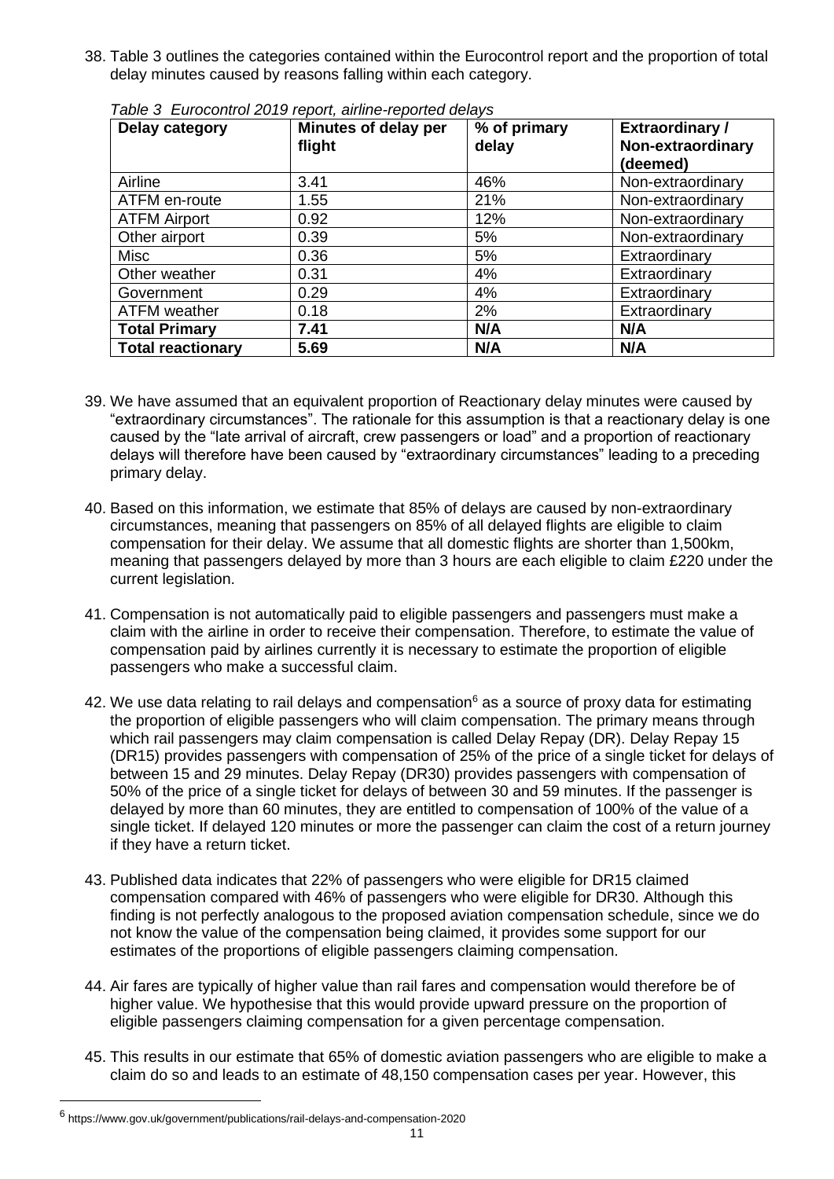38. Table 3 outlines the categories contained within the Eurocontrol report and the proportion of total delay minutes caused by reasons falling within each category.

*Table 3 Eurocontrol 2019 report, airline-reported delays*

| Delay category | Minutes of delay per flight | % of primary delay | Extraordinary / Non-extraordinary (deemed) |
|---|---|---|---|
| Airline | 3.41 | 46% | Non-extraordinary |
| ATFM en-route | 1.55 | 21% | Non-extraordinary |
| ATFM Airport | 0.92 | 12% | Non-extraordinary |
| Other airport | 0.39 | 5% | Non-extraordinary |
| Misc | 0.36 | 5% | Extraordinary |
| Other weather | 0.31 | 4% | Extraordinary |
| Government | 0.29 | 4% | Extraordinary |
| ATFM weather | 0.18 | 2% | Extraordinary |
| **Total Primary** | **7.41** | **N/A** | **N/A** |
| **Total reactionary** | **5.69** | **N/A** | **N/A** |

39. We have assumed that an equivalent proportion of Reactionary delay minutes were caused by "extraordinary circumstances". The rationale for this assumption is that a reactionary delay is one caused by the "late arrival of aircraft, crew passengers or load" and a proportion of reactionary delays will therefore have been caused by "extraordinary circumstances" leading to a preceding primary delay.

40. Based on this information, we estimate that 85% of delays are caused by non-extraordinary circumstances, meaning that passengers on 85% of all delayed flights are eligible to claim compensation for their delay. We assume that all domestic flights are shorter than 1,500km, meaning that passengers delayed by more than 3 hours are each eligible to claim £220 under the current legislation.

41. Compensation is not automatically paid to eligible passengers and passengers must make a claim with the airline in order to receive their compensation. Therefore, to estimate the value of compensation paid by airlines currently it is necessary to estimate the proportion of eligible passengers who make a successful claim.

42. We use data relating to rail delays and compensation[6] as a source of proxy data for estimating the proportion of eligible passengers who will claim compensation. The primary means through which rail passengers may claim compensation is called Delay Repay (DR). Delay Repay 15 (DR15) provides passengers with compensation of 25% of the price of a single ticket for delays of between 15 and 29 minutes. Delay Repay (DR30) provides passengers with compensation of 50% of the price of a single ticket for delays of between 30 and 59 minutes. If the passenger is delayed by more than 60 minutes, they are entitled to compensation of 100% of the value of a single ticket. If delayed 120 minutes or more the passenger can claim the cost of a return journey if they have a return ticket.

43. Published data indicates that 22% of passengers who were eligible for DR15 claimed compensation compared with 46% of passengers who were eligible for DR30. Although this finding is not perfectly analogous to the proposed aviation compensation schedule, since we do not know the value of the compensation being claimed, it provides some support for our estimates of the proportions of eligible passengers claiming compensation.

44. Air fares are typically of higher value than rail fares and compensation would therefore be of higher value. We hypothesise that this would provide upward pressure on the proportion of eligible passengers claiming compensation for a given percentage compensation.

45. This results in our estimate that 65% of domestic aviation passengers who are eligible to make a claim do so and leads to an estimate of 48,150 compensation cases per year. However, this

[6] https://www.gov.uk/government/publications/rail-delays-and-compensation-2020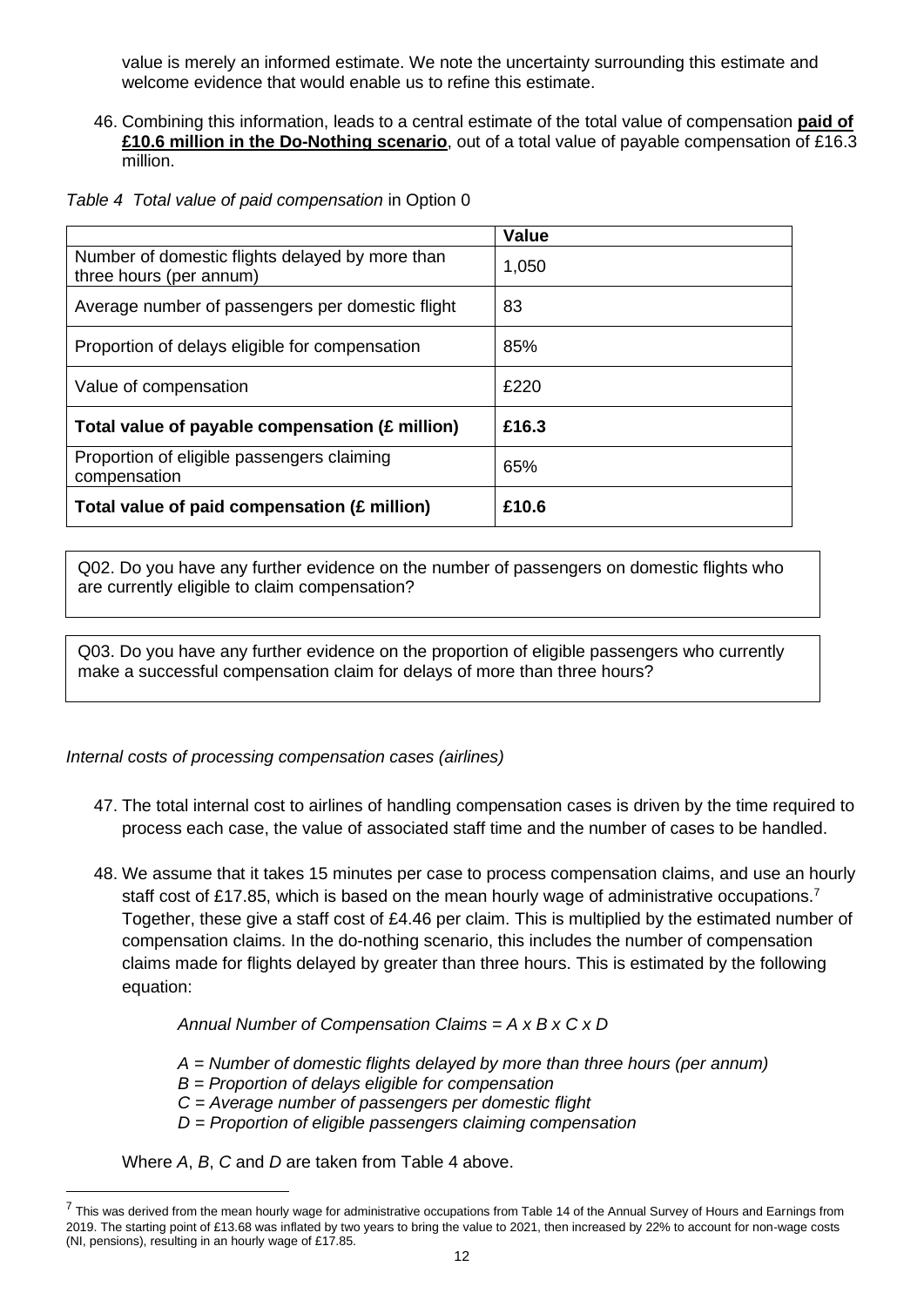value is merely an informed estimate. We note the uncertainty surrounding this estimate and welcome evidence that would enable us to refine this estimate.

46. Combining this information, leads to a central estimate of the total value of compensation **paid of £10.6 million in the Do-Nothing scenario**, out of a total value of payable compensation of £16.3 million.

*Table 4 Total value of paid compensation* in Option 0

| | **Value** |
|---|---|
| Number of domestic flights delayed by more than three hours (per annum) | 1,050 |
| Average number of passengers per domestic flight | 83 |
| Proportion of delays eligible for compensation | 85% |
| Value of compensation | £220 |
| **Total value of payable compensation (£ million)** | **£16.3** |
| Proportion of eligible passengers claiming compensation | 65% |
| **Total value of paid compensation (£ million)** | **£10.6** |

Q02. Do you have any further evidence on the number of passengers on domestic flights who are currently eligible to claim compensation?

Q03. Do you have any further evidence on the proportion of eligible passengers who currently make a successful compensation claim for delays of more than three hours?

*Internal costs of processing compensation cases (airlines)*

47. The total internal cost to airlines of handling compensation cases is driven by the time required to process each case, the value of associated staff time and the number of cases to be handled.

48. We assume that it takes 15 minutes per case to process compensation claims, and use an hourly staff cost of £17.85, which is based on the mean hourly wage of administrative occupations.[7] Together, these give a staff cost of £4.46 per claim. This is multiplied by the estimated number of compensation claims. In the do-nothing scenario, this includes the number of compensation claims made for flights delayed by greater than three hours. This is estimated by the following equation:

    *Annual Number of Compensation Claims = A x B x C x D*

    *A = Number of domestic flights delayed by more than three hours (per annum)*
    *B = Proportion of delays eligible for compensation*
    *C = Average number of passengers per domestic flight*
    *D = Proportion of eligible passengers claiming compensation*

    Where *A*, *B*, *C* and *D* are taken from Table 4 above.

[7] This was derived from the mean hourly wage for administrative occupations from Table 14 of the Annual Survey of Hours and Earnings from 2019. The starting point of £13.68 was inflated by two years to bring the value to 2021, then increased by 22% to account for non-wage costs (NI, pensions), resulting in an hourly wage of £17.85.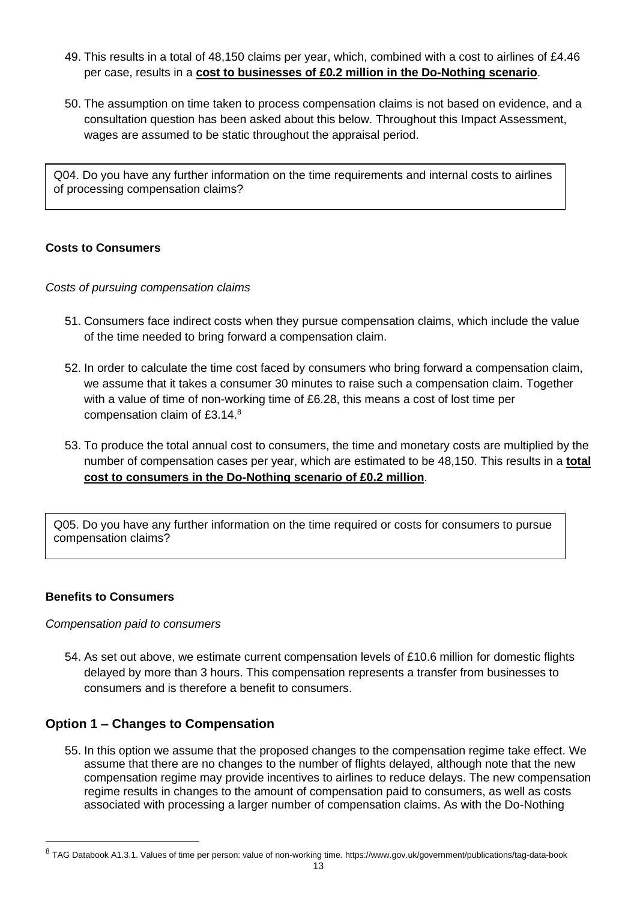49. This results in a total of 48,150 claims per year, which, combined with a cost to airlines of £4.46 per case, results in a **cost to businesses of £0.2 million in the Do-Nothing scenario**.

50. The assumption on time taken to process compensation claims is not based on evidence, and a consultation question has been asked about this below. Throughout this Impact Assessment, wages are assumed to be static throughout the appraisal period.

> Q04. Do you have any further information on the time requirements and internal costs to airlines of processing compensation claims?

#### Costs to Consumers

*Costs of pursuing compensation claims*

51. Consumers face indirect costs when they pursue compensation claims, which include the value of the time needed to bring forward a compensation claim.

52. In order to calculate the time cost faced by consumers who bring forward a compensation claim, we assume that it takes a consumer 30 minutes to raise such a compensation claim. Together with a value of time of non-working time of £6.28, this means a cost of lost time per compensation claim of £3.14.[8]

53. To produce the total annual cost to consumers, the time and monetary costs are multiplied by the number of compensation cases per year, which are estimated to be 48,150. This results in a **total cost to consumers in the Do-Nothing scenario of £0.2 million**.

> Q05. Do you have any further information on the time required or costs for consumers to pursue compensation claims?

#### Benefits to Consumers

*Compensation paid to consumers*

54. As set out above, we estimate current compensation levels of £10.6 million for domestic flights delayed by more than 3 hours. This compensation represents a transfer from businesses to consumers and is therefore a benefit to consumers.

### Option 1 – Changes to Compensation

55. In this option we assume that the proposed changes to the compensation regime take effect. We assume that there are no changes to the number of flights delayed, although note that the new compensation regime may provide incentives to airlines to reduce delays. The new compensation regime results in changes to the amount of compensation paid to consumers, as well as costs associated with processing a larger number of compensation claims. As with the Do-Nothing

[8] TAG Databook A1.3.1. Values of time per person: value of non-working time. https://www.gov.uk/government/publications/tag-data-book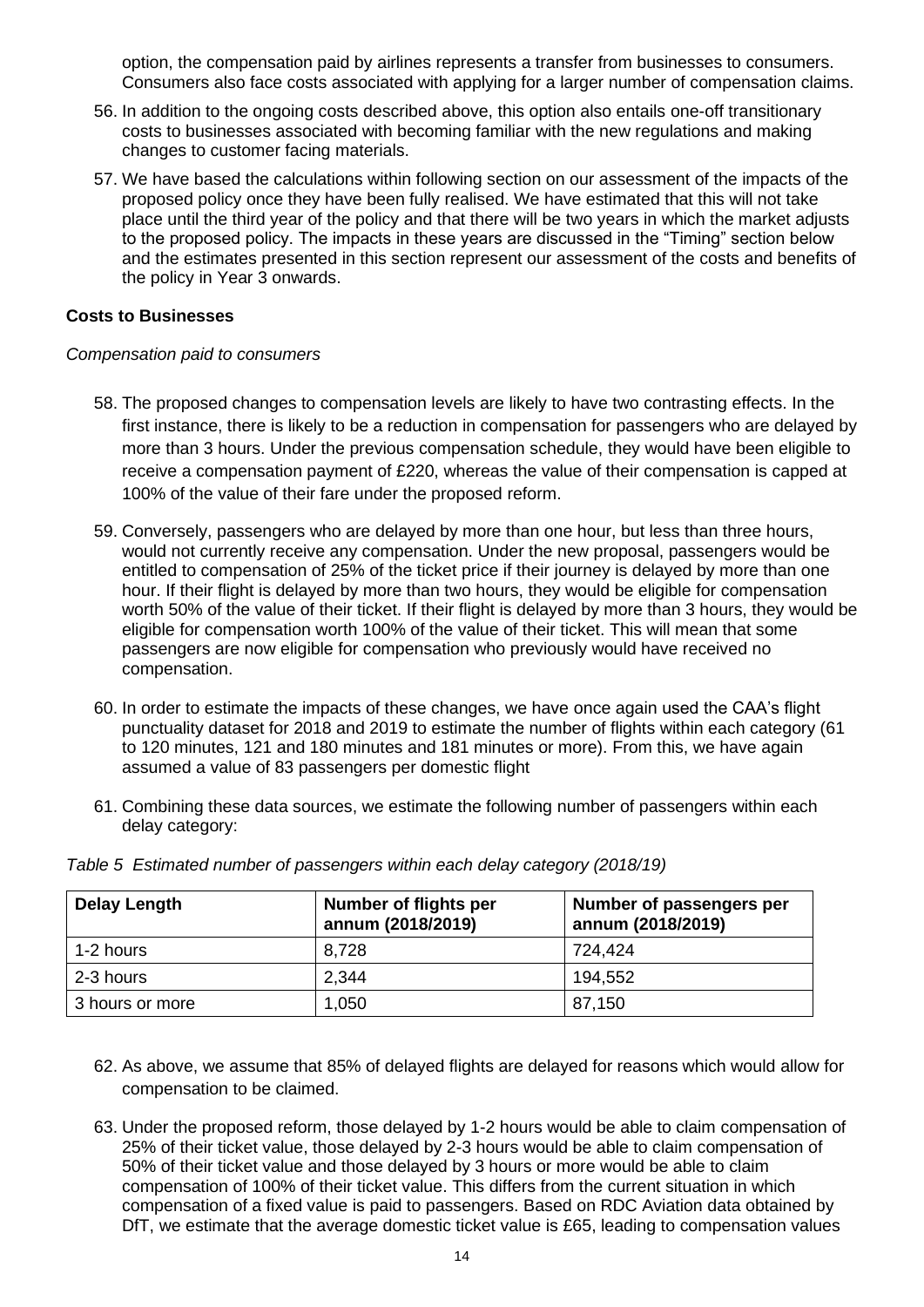option, the compensation paid by airlines represents a transfer from businesses to consumers. Consumers also face costs associated with applying for a larger number of compensation claims.

56. In addition to the ongoing costs described above, this option also entails one-off transitionary costs to businesses associated with becoming familiar with the new regulations and making changes to customer facing materials.

57. We have based the calculations within following section on our assessment of the impacts of the proposed policy once they have been fully realised. We have estimated that this will not take place until the third year of the policy and that there will be two years in which the market adjusts to the proposed policy. The impacts in these years are discussed in the "Timing" section below and the estimates presented in this section represent our assessment of the costs and benefits of the policy in Year 3 onwards.

**Costs to Businesses**

*Compensation paid to consumers*

58. The proposed changes to compensation levels are likely to have two contrasting effects. In the first instance, there is likely to be a reduction in compensation for passengers who are delayed by more than 3 hours. Under the previous compensation schedule, they would have been eligible to receive a compensation payment of £220, whereas the value of their compensation is capped at 100% of the value of their fare under the proposed reform.

59. Conversely, passengers who are delayed by more than one hour, but less than three hours, would not currently receive any compensation. Under the new proposal, passengers would be entitled to compensation of 25% of the ticket price if their journey is delayed by more than one hour. If their flight is delayed by more than two hours, they would be eligible for compensation worth 50% of the value of their ticket. If their flight is delayed by more than 3 hours, they would be eligible for compensation worth 100% of the value of their ticket. This will mean that some passengers are now eligible for compensation who previously would have received no compensation.

60. In order to estimate the impacts of these changes, we have once again used the CAA's flight punctuality dataset for 2018 and 2019 to estimate the number of flights within each category (61 to 120 minutes, 121 and 180 minutes and 181 minutes or more). From this, we have again assumed a value of 83 passengers per domestic flight

61. Combining these data sources, we estimate the following number of passengers within each delay category:

*Table 5 Estimated number of passengers within each delay category (2018/19)*

| Delay Length | Number of flights per annum (2018/2019) | Number of passengers per annum (2018/2019) |
|---|---|---|
| 1-2 hours | 8,728 | 724,424 |
| 2-3 hours | 2,344 | 194,552 |
| 3 hours or more | 1,050 | 87,150 |

62. As above, we assume that 85% of delayed flights are delayed for reasons which would allow for compensation to be claimed.

63. Under the proposed reform, those delayed by 1-2 hours would be able to claim compensation of 25% of their ticket value, those delayed by 2-3 hours would be able to claim compensation of 50% of their ticket value and those delayed by 3 hours or more would be able to claim compensation of 100% of their ticket value. This differs from the current situation in which compensation of a fixed value is paid to passengers. Based on RDC Aviation data obtained by DfT, we estimate that the average domestic ticket value is £65, leading to compensation values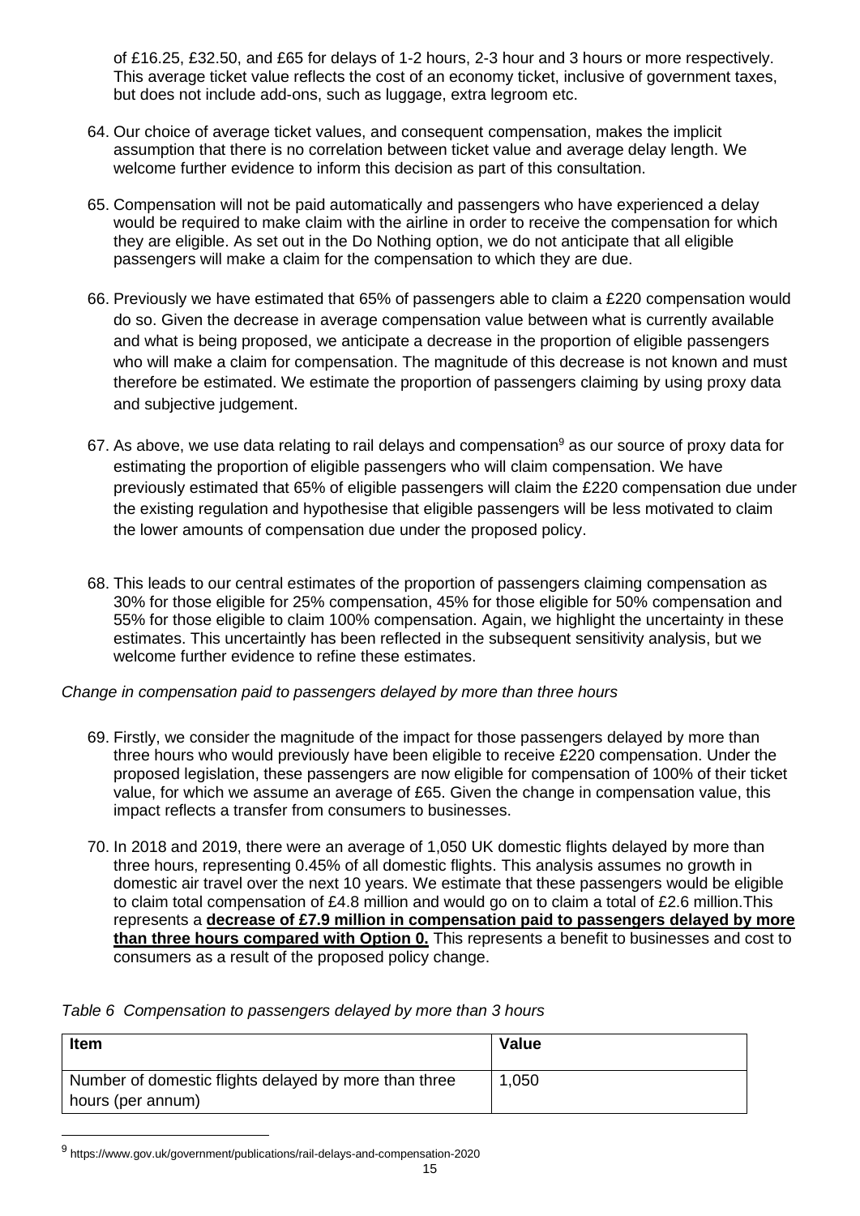of £16.25, £32.50, and £65 for delays of 1-2 hours, 2-3 hour and 3 hours or more respectively. This average ticket value reflects the cost of an economy ticket, inclusive of government taxes, but does not include add-ons, such as luggage, extra legroom etc.

64. Our choice of average ticket values, and consequent compensation, makes the implicit assumption that there is no correlation between ticket value and average delay length. We welcome further evidence to inform this decision as part of this consultation.

65. Compensation will not be paid automatically and passengers who have experienced a delay would be required to make claim with the airline in order to receive the compensation for which they are eligible. As set out in the Do Nothing option, we do not anticipate that all eligible passengers will make a claim for the compensation to which they are due.

66. Previously we have estimated that 65% of passengers able to claim a £220 compensation would do so. Given the decrease in average compensation value between what is currently available and what is being proposed, we anticipate a decrease in the proportion of eligible passengers who will make a claim for compensation. The magnitude of this decrease is not known and must therefore be estimated. We estimate the proportion of passengers claiming by using proxy data and subjective judgement.

67. As above, we use data relating to rail delays and compensation[9] as our source of proxy data for estimating the proportion of eligible passengers who will claim compensation. We have previously estimated that 65% of eligible passengers will claim the £220 compensation due under the existing regulation and hypothesise that eligible passengers will be less motivated to claim the lower amounts of compensation due under the proposed policy.

68. This leads to our central estimates of the proportion of passengers claiming compensation as 30% for those eligible for 25% compensation, 45% for those eligible for 50% compensation and 55% for those eligible to claim 100% compensation. Again, we highlight the uncertainty in these estimates. This uncertaintly has been reflected in the subsequent sensitivity analysis, but we welcome further evidence to refine these estimates.

*Change in compensation paid to passengers delayed by more than three hours*

69. Firstly, we consider the magnitude of the impact for those passengers delayed by more than three hours who would previously have been eligible to receive £220 compensation. Under the proposed legislation, these passengers are now eligible for compensation of 100% of their ticket value, for which we assume an average of £65. Given the change in compensation value, this impact reflects a transfer from consumers to businesses.

70. In 2018 and 2019, there were an average of 1,050 UK domestic flights delayed by more than three hours, representing 0.45% of all domestic flights. This analysis assumes no growth in domestic air travel over the next 10 years. We estimate that these passengers would be eligible to claim total compensation of £4.8 million and would go on to claim a total of £2.6 million.This represents a **decrease of £7.9 million in compensation paid to passengers delayed by more than three hours compared with Option 0.** This represents a benefit to businesses and cost to consumers as a result of the proposed policy change.

*Table 6 Compensation to passengers delayed by more than 3 hours*

| Item | Value |
|---|---|
| Number of domestic flights delayed by more than three hours (per annum) | 1,050 |

[9] https://www.gov.uk/government/publications/rail-delays-and-compensation-2020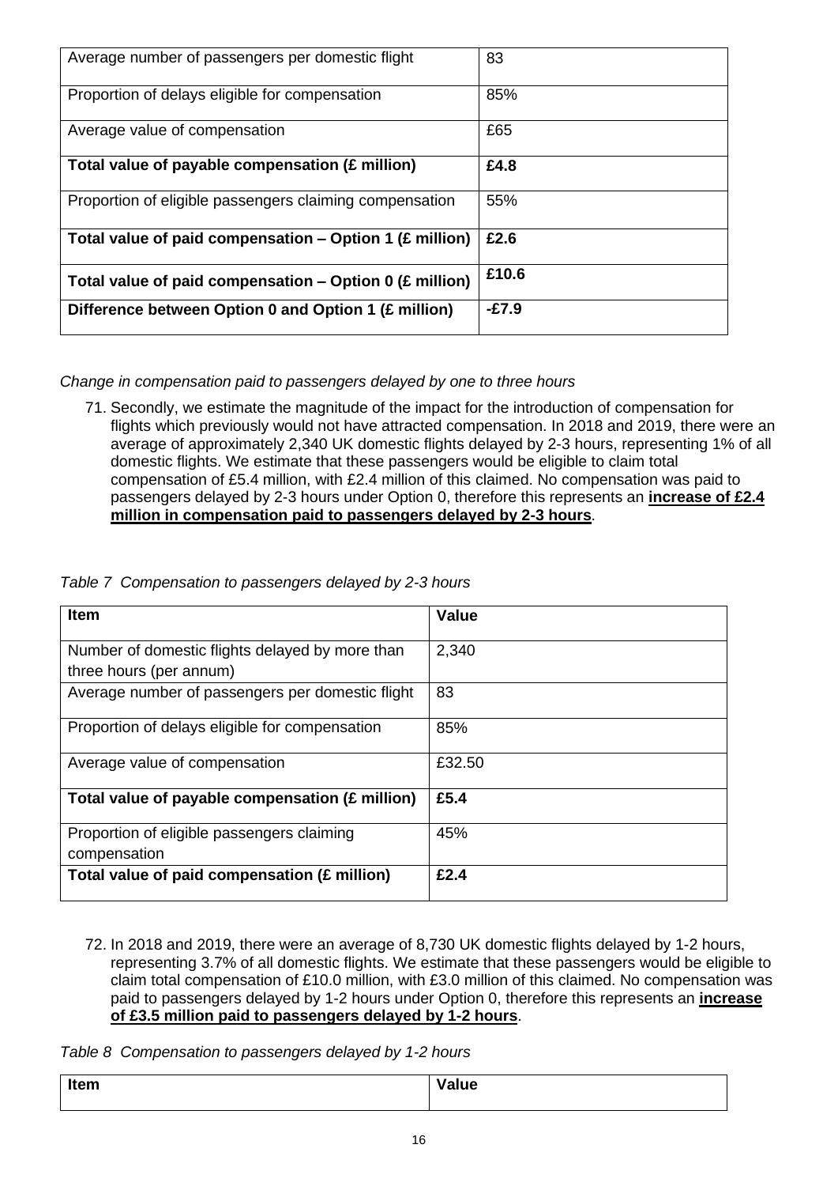| Average number of passengers per domestic flight | 83 |
|---|---|
| Proportion of delays eligible for compensation | 85% |
| Average value of compensation | £65 |
| **Total value of payable compensation (£ million)** | **£4.8** |
| Proportion of eligible passengers claiming compensation | 55% |
| **Total value of paid compensation – Option 1 (£ million)** | **£2.6** |
| **Total value of paid compensation – Option 0 (£ million)** | **£10.6** |
| **Difference between Option 0 and Option 1 (£ million)** | **-£7.9** |

*Change in compensation paid to passengers delayed by one to three hours*

71. Secondly, we estimate the magnitude of the impact for the introduction of compensation for flights which previously would not have attracted compensation. In 2018 and 2019, there were an average of approximately 2,340 UK domestic flights delayed by 2-3 hours, representing 1% of all domestic flights. We estimate that these passengers would be eligible to claim total compensation of £5.4 million, with £2.4 million of this claimed. No compensation was paid to passengers delayed by 2-3 hours under Option 0, therefore this represents an **increase of £2.4 million in compensation paid to passengers delayed by 2-3 hours**.

*Table 7 Compensation to passengers delayed by 2-3 hours*

| **Item** | **Value** |
|---|---|
| Number of domestic flights delayed by more than three hours (per annum) | 2,340 |
| Average number of passengers per domestic flight | 83 |
| Proportion of delays eligible for compensation | 85% |
| Average value of compensation | £32.50 |
| **Total value of payable compensation (£ million)** | **£5.4** |
| Proportion of eligible passengers claiming compensation | 45% |
| **Total value of paid compensation (£ million)** | **£2.4** |

72. In 2018 and 2019, there were an average of 8,730 UK domestic flights delayed by 1-2 hours, representing 3.7% of all domestic flights. We estimate that these passengers would be eligible to claim total compensation of £10.0 million, with £3.0 million of this claimed. No compensation was paid to passengers delayed by 1-2 hours under Option 0, therefore this represents an **increase of £3.5 million paid to passengers delayed by 1-2 hours**.

*Table 8 Compensation to passengers delayed by 1-2 hours*

| **Item** | **Value** |
|---|---|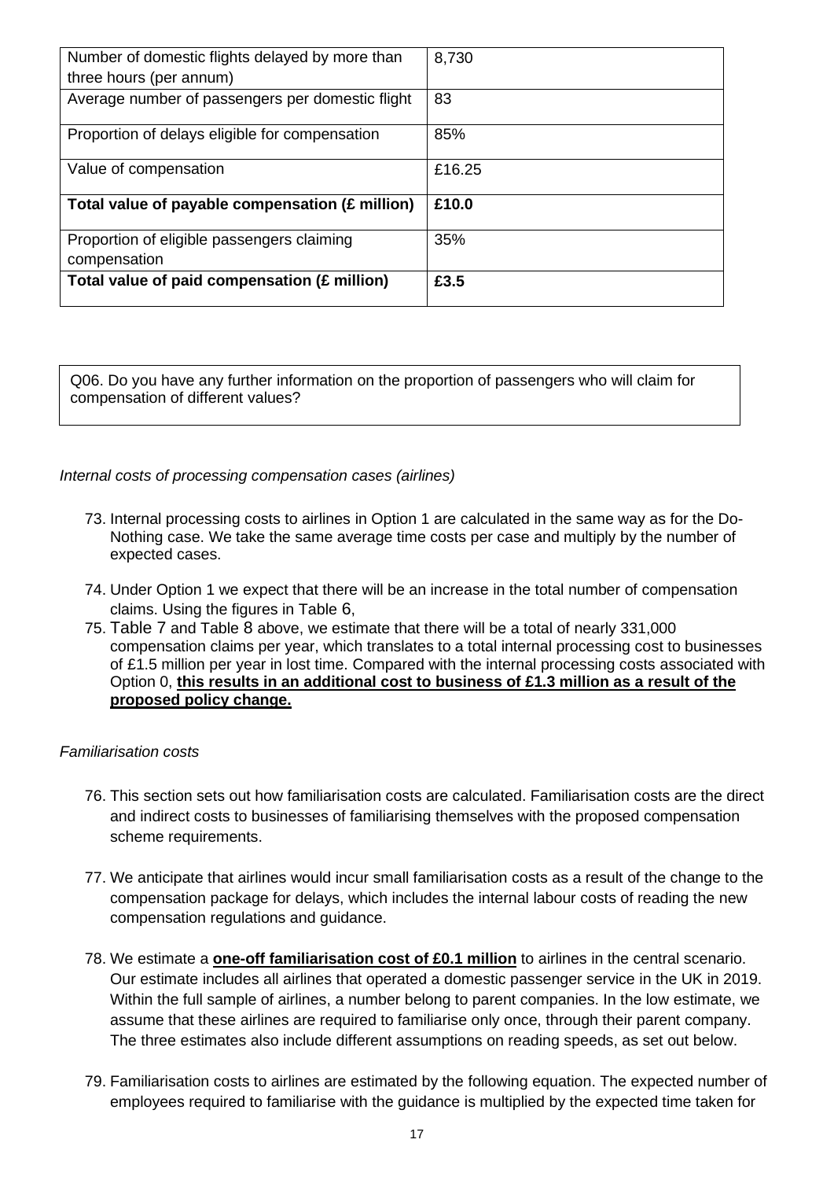| Number of domestic flights delayed by more than three hours (per annum) | 8,730 |
|---|---|
| Average number of passengers per domestic flight | 83 |
| Proportion of delays eligible for compensation | 85% |
| Value of compensation | £16.25 |
| **Total value of payable compensation (£ million)** | **£10.0** |
| Proportion of eligible passengers claiming compensation | 35% |
| **Total value of paid compensation (£ million)** | **£3.5** |

Q06. Do you have any further information on the proportion of passengers who will claim for compensation of different values?

*Internal costs of processing compensation cases (airlines)*

73. Internal processing costs to airlines in Option 1 are calculated in the same way as for the Do-Nothing case. We take the same average time costs per case and multiply by the number of expected cases.

74. Under Option 1 we expect that there will be an increase in the total number of compensation claims. Using the figures in Table 6,

75. Table 7 and Table 8 above, we estimate that there will be a total of nearly 331,000 compensation claims per year, which translates to a total internal processing cost to businesses of £1.5 million per year in lost time. Compared with the internal processing costs associated with Option 0, **this results in an additional cost to business of £1.3 million as a result of the proposed policy change.**

*Familiarisation costs*

76. This section sets out how familiarisation costs are calculated. Familiarisation costs are the direct and indirect costs to businesses of familiarising themselves with the proposed compensation scheme requirements.

77. We anticipate that airlines would incur small familiarisation costs as a result of the change to the compensation package for delays, which includes the internal labour costs of reading the new compensation regulations and guidance.

78. We estimate a **one-off familiarisation cost of £0.1 million** to airlines in the central scenario. Our estimate includes all airlines that operated a domestic passenger service in the UK in 2019. Within the full sample of airlines, a number belong to parent companies. In the low estimate, we assume that these airlines are required to familiarise only once, through their parent company. The three estimates also include different assumptions on reading speeds, as set out below.

79. Familiarisation costs to airlines are estimated by the following equation. The expected number of employees required to familiarise with the guidance is multiplied by the expected time taken for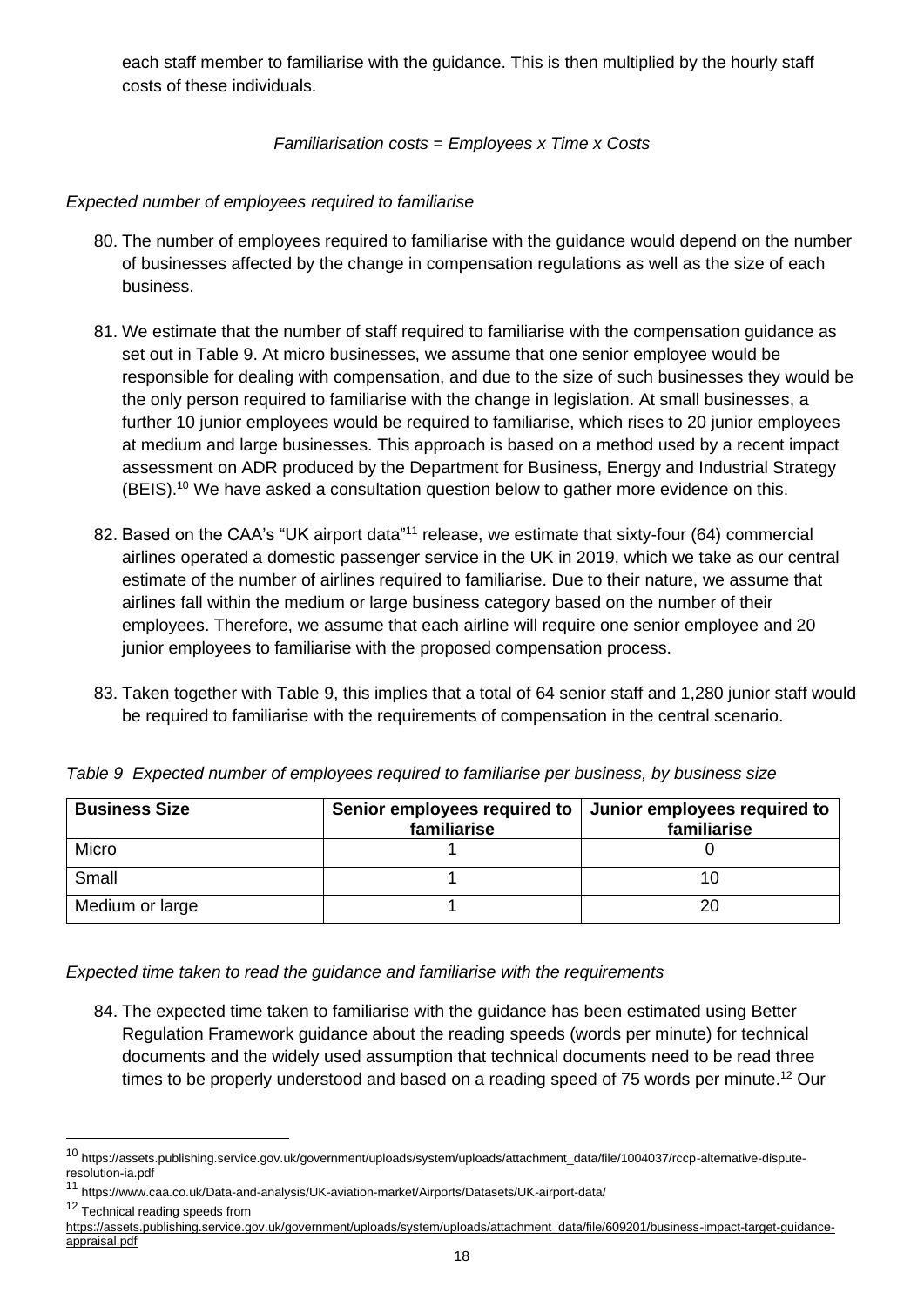each staff member to familiarise with the guidance. This is then multiplied by the hourly staff costs of these individuals.

*Familiarisation costs = Employees x Time x Costs*

*Expected number of employees required to familiarise*

80. The number of employees required to familiarise with the guidance would depend on the number of businesses affected by the change in compensation regulations as well as the size of each business.

81. We estimate that the number of staff required to familiarise with the compensation guidance as set out in Table 9. At micro businesses, we assume that one senior employee would be responsible for dealing with compensation, and due to the size of such businesses they would be the only person required to familiarise with the change in legislation. At small businesses, a further 10 junior employees would be required to familiarise, which rises to 20 junior employees at medium and large businesses. This approach is based on a method used by a recent impact assessment on ADR produced by the Department for Business, Energy and Industrial Strategy (BEIS).[10] We have asked a consultation question below to gather more evidence on this.

82. Based on the CAA's "UK airport data"[11] release, we estimate that sixty-four (64) commercial airlines operated a domestic passenger service in the UK in 2019, which we take as our central estimate of the number of airlines required to familiarise. Due to their nature, we assume that airlines fall within the medium or large business category based on the number of their employees. Therefore, we assume that each airline will require one senior employee and 20 junior employees to familiarise with the proposed compensation process.

83. Taken together with Table 9, this implies that a total of 64 senior staff and 1,280 junior staff would be required to familiarise with the requirements of compensation in the central scenario.

*Table 9 Expected number of employees required to familiarise per business, by business size*

| Business Size | Senior employees required to familiarise | Junior employees required to familiarise |
|---|---|---|
| Micro | 1 | 0 |
| Small | 1 | 10 |
| Medium or large | 1 | 20 |

*Expected time taken to read the guidance and familiarise with the requirements*

84. The expected time taken to familiarise with the guidance has been estimated using Better Regulation Framework guidance about the reading speeds (words per minute) for technical documents and the widely used assumption that technical documents need to be read three times to be properly understood and based on a reading speed of 75 words per minute.[12] Our

---

[10] https://assets.publishing.service.gov.uk/government/uploads/system/uploads/attachment_data/file/1004037/rccp-alternative-dispute-resolution-ia.pdf

[11] https://www.caa.co.uk/Data-and-analysis/UK-aviation-market/Airports/Datasets/UK-airport-data/

[12] Technical reading speeds from https://assets.publishing.service.gov.uk/government/uploads/system/uploads/attachment_data/file/609201/business-impact-target-guidance-appraisal.pdf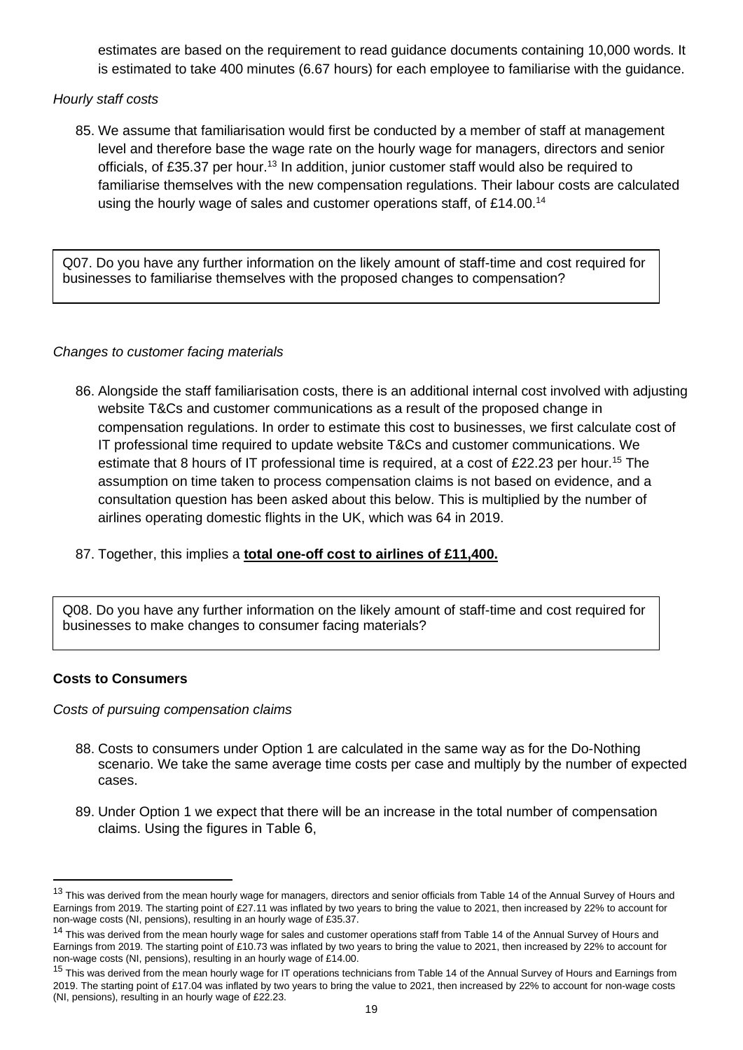estimates are based on the requirement to read guidance documents containing 10,000 words. It is estimated to take 400 minutes (6.67 hours) for each employee to familiarise with the guidance.

*Hourly staff costs*

85. We assume that familiarisation would first be conducted by a member of staff at management level and therefore base the wage rate on the hourly wage for managers, directors and senior officials, of £35.37 per hour.[13] In addition, junior customer staff would also be required to familiarise themselves with the new compensation regulations. Their labour costs are calculated using the hourly wage of sales and customer operations staff, of £14.00.[14]

> Q07. Do you have any further information on the likely amount of staff-time and cost required for businesses to familiarise themselves with the proposed changes to compensation?

*Changes to customer facing materials*

86. Alongside the staff familiarisation costs, there is an additional internal cost involved with adjusting website T&Cs and customer communications as a result of the proposed change in compensation regulations. In order to estimate this cost to businesses, we first calculate cost of IT professional time required to update website T&Cs and customer communications. We estimate that 8 hours of IT professional time is required, at a cost of £22.23 per hour.[15] The assumption on time taken to process compensation claims is not based on evidence, and a consultation question has been asked about this below. This is multiplied by the number of airlines operating domestic flights in the UK, which was 64 in 2019.

87. Together, this implies a **total one-off cost to airlines of £11,400.**

> Q08. Do you have any further information on the likely amount of staff-time and cost required for businesses to make changes to consumer facing materials?

**Costs to Consumers**

*Costs of pursuing compensation claims*

88. Costs to consumers under Option 1 are calculated in the same way as for the Do-Nothing scenario. We take the same average time costs per case and multiply by the number of expected cases.

89. Under Option 1 we expect that there will be an increase in the total number of compensation claims. Using the figures in Table 6,

---

[13] This was derived from the mean hourly wage for managers, directors and senior officials from Table 14 of the Annual Survey of Hours and Earnings from 2019. The starting point of £27.11 was inflated by two years to bring the value to 2021, then increased by 22% to account for non-wage costs (NI, pensions), resulting in an hourly wage of £35.37.

[14] This was derived from the mean hourly wage for sales and customer operations staff from Table 14 of the Annual Survey of Hours and Earnings from 2019. The starting point of £10.73 was inflated by two years to bring the value to 2021, then increased by 22% to account for non-wage costs (NI, pensions), resulting in an hourly wage of £14.00.

[15] This was derived from the mean hourly wage for IT operations technicians from Table 14 of the Annual Survey of Hours and Earnings from 2019. The starting point of £17.04 was inflated by two years to bring the value to 2021, then increased by 22% to account for non-wage costs (NI, pensions), resulting in an hourly wage of £22.23.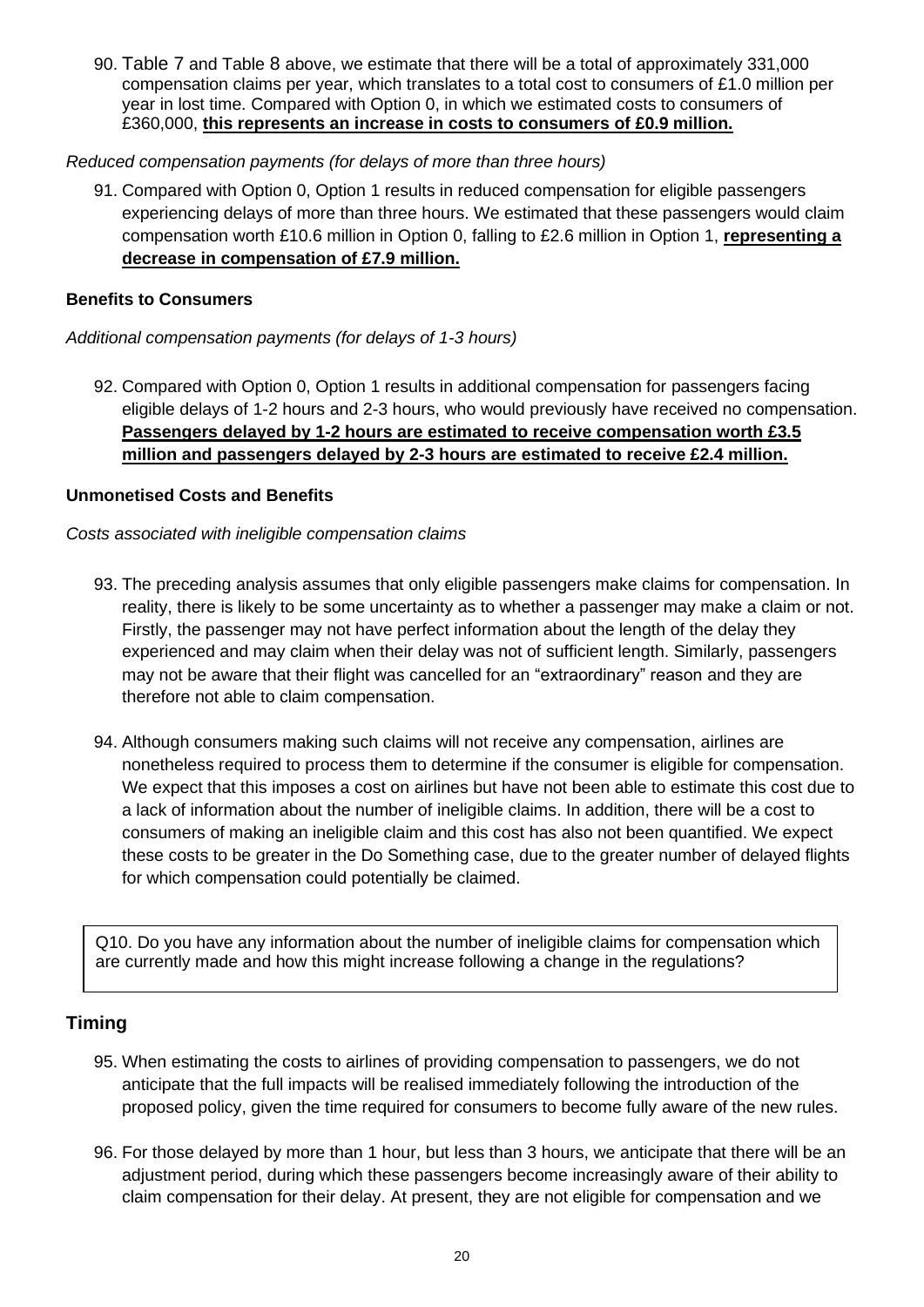90. Table 7 and Table 8 above, we estimate that there will be a total of approximately 331,000 compensation claims per year, which translates to a total cost to consumers of £1.0 million per year in lost time. Compared with Option 0, in which we estimated costs to consumers of £360,000, **this represents an increase in costs to consumers of £0.9 million.**

*Reduced compensation payments (for delays of more than three hours)*

91. Compared with Option 0, Option 1 results in reduced compensation for eligible passengers experiencing delays of more than three hours. We estimated that these passengers would claim compensation worth £10.6 million in Option 0, falling to £2.6 million in Option 1, **representing a decrease in compensation of £7.9 million.**

**Benefits to Consumers**

*Additional compensation payments (for delays of 1-3 hours)*

92. Compared with Option 0, Option 1 results in additional compensation for passengers facing eligible delays of 1-2 hours and 2-3 hours, who would previously have received no compensation. **Passengers delayed by 1-2 hours are estimated to receive compensation worth £3.5 million and passengers delayed by 2-3 hours are estimated to receive £2.4 million.**

**Unmonetised Costs and Benefits**

*Costs associated with ineligible compensation claims*

93. The preceding analysis assumes that only eligible passengers make claims for compensation. In reality, there is likely to be some uncertainty as to whether a passenger may make a claim or not. Firstly, the passenger may not have perfect information about the length of the delay they experienced and may claim when their delay was not of sufficient length. Similarly, passengers may not be aware that their flight was cancelled for an "extraordinary" reason and they are therefore not able to claim compensation.

94. Although consumers making such claims will not receive any compensation, airlines are nonetheless required to process them to determine if the consumer is eligible for compensation. We expect that this imposes a cost on airlines but have not been able to estimate this cost due to a lack of information about the number of ineligible claims. In addition, there will be a cost to consumers of making an ineligible claim and this cost has also not been quantified. We expect these costs to be greater in the Do Something case, due to the greater number of delayed flights for which compensation could potentially be claimed.

Q10. Do you have any information about the number of ineligible claims for compensation which are currently made and how this might increase following a change in the regulations?

## Timing

95. When estimating the costs to airlines of providing compensation to passengers, we do not anticipate that the full impacts will be realised immediately following the introduction of the proposed policy, given the time required for consumers to become fully aware of the new rules.

96. For those delayed by more than 1 hour, but less than 3 hours, we anticipate that there will be an adjustment period, during which these passengers become increasingly aware of their ability to claim compensation for their delay. At present, they are not eligible for compensation and we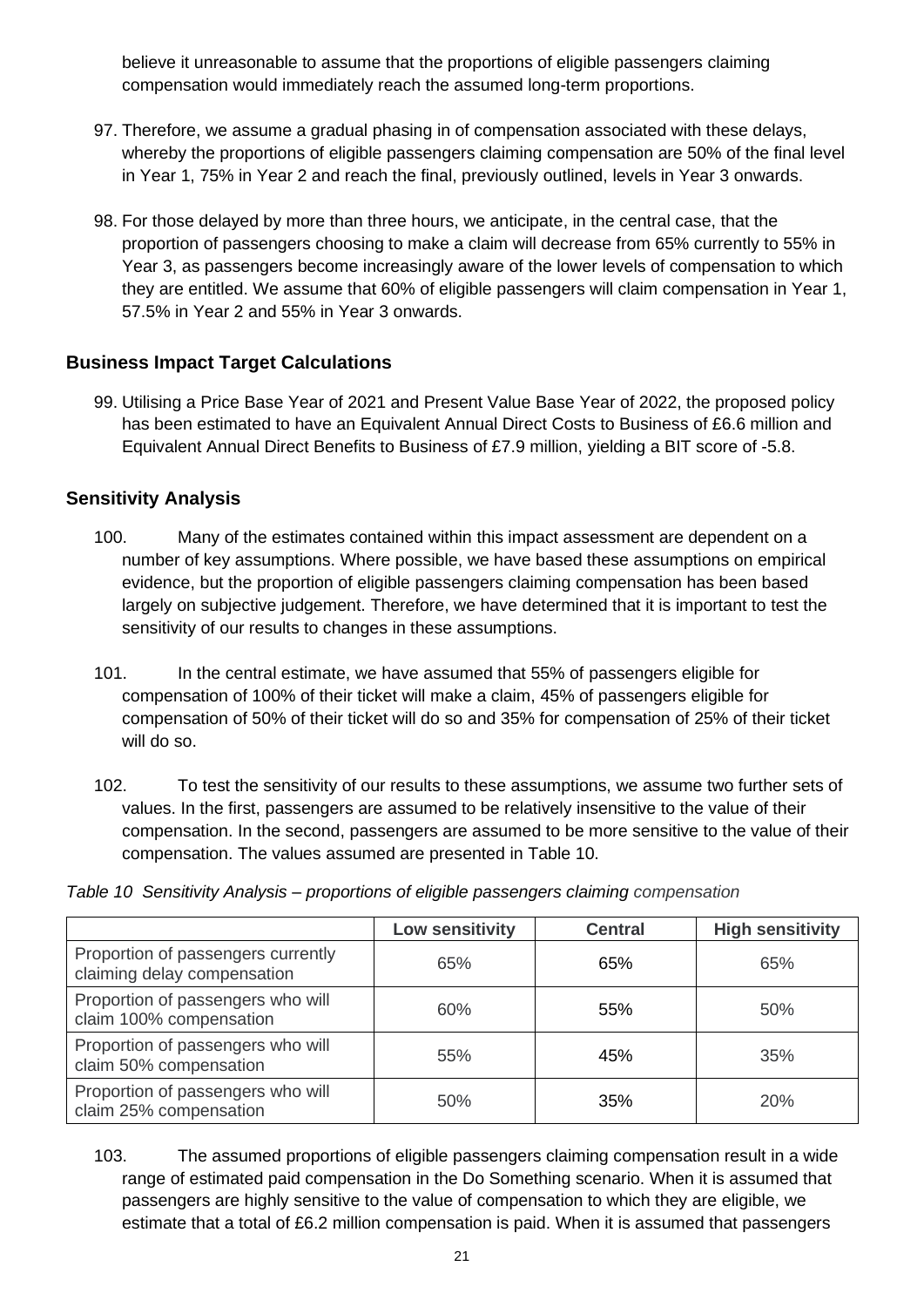believe it unreasonable to assume that the proportions of eligible passengers claiming compensation would immediately reach the assumed long-term proportions.

97. Therefore, we assume a gradual phasing in of compensation associated with these delays, whereby the proportions of eligible passengers claiming compensation are 50% of the final level in Year 1, 75% in Year 2 and reach the final, previously outlined, levels in Year 3 onwards.

98. For those delayed by more than three hours, we anticipate, in the central case, that the proportion of passengers choosing to make a claim will decrease from 65% currently to 55% in Year 3, as passengers become increasingly aware of the lower levels of compensation to which they are entitled. We assume that 60% of eligible passengers will claim compensation in Year 1, 57.5% in Year 2 and 55% in Year 3 onwards.

## Business Impact Target Calculations

99. Utilising a Price Base Year of 2021 and Present Value Base Year of 2022, the proposed policy has been estimated to have an Equivalent Annual Direct Costs to Business of £6.6 million and Equivalent Annual Direct Benefits to Business of £7.9 million, yielding a BIT score of -5.8.

## Sensitivity Analysis

100. Many of the estimates contained within this impact assessment are dependent on a number of key assumptions. Where possible, we have based these assumptions on empirical evidence, but the proportion of eligible passengers claiming compensation has been based largely on subjective judgement. Therefore, we have determined that it is important to test the sensitivity of our results to changes in these assumptions.

101. In the central estimate, we have assumed that 55% of passengers eligible for compensation of 100% of their ticket will make a claim, 45% of passengers eligible for compensation of 50% of their ticket will do so and 35% for compensation of 25% of their ticket will do so.

102. To test the sensitivity of our results to these assumptions, we assume two further sets of values. In the first, passengers are assumed to be relatively insensitive to the value of their compensation. In the second, passengers are assumed to be more sensitive to the value of their compensation. The values assumed are presented in Table 10.

*Table 10 Sensitivity Analysis – proportions of eligible passengers claiming compensation*

| | Low sensitivity | Central | High sensitivity |
|---|---|---|---|
| Proportion of passengers currently claiming delay compensation | 65% | 65% | 65% |
| Proportion of passengers who will claim 100% compensation | 60% | 55% | 50% |
| Proportion of passengers who will claim 50% compensation | 55% | 45% | 35% |
| Proportion of passengers who will claim 25% compensation | 50% | 35% | 20% |

103. The assumed proportions of eligible passengers claiming compensation result in a wide range of estimated paid compensation in the Do Something scenario. When it is assumed that passengers are highly sensitive to the value of compensation to which they are eligible, we estimate that a total of £6.2 million compensation is paid. When it is assumed that passengers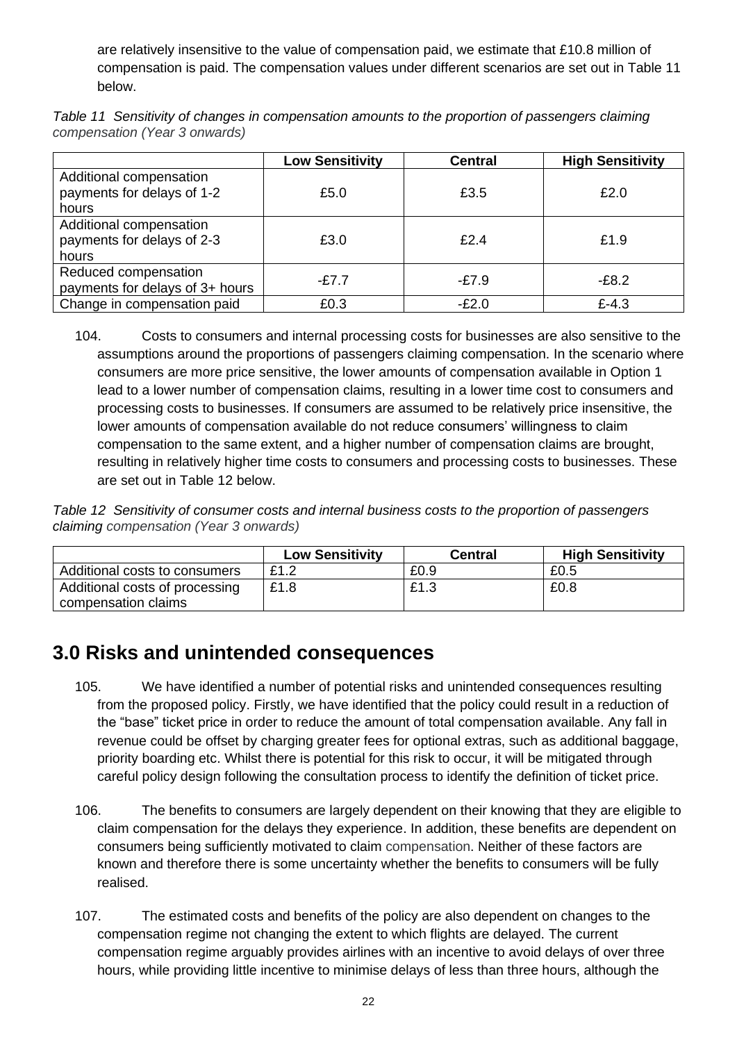are relatively insensitive to the value of compensation paid, we estimate that £10.8 million of compensation is paid. The compensation values under different scenarios are set out in Table 11 below.

*Table 11 Sensitivity of changes in compensation amounts to the proportion of passengers claiming compensation (Year 3 onwards)*

| | Low Sensitivity | Central | High Sensitivity |
|---|---|---|---|
| Additional compensation payments for delays of 1-2 hours | £5.0 | £3.5 | £2.0 |
| Additional compensation payments for delays of 2-3 hours | £3.0 | £2.4 | £1.9 |
| Reduced compensation payments for delays of 3+ hours | -£7.7 | -£7.9 | -£8.2 |
| Change in compensation paid | £0.3 | -£2.0 | £-4.3 |

104. Costs to consumers and internal processing costs for businesses are also sensitive to the assumptions around the proportions of passengers claiming compensation. In the scenario where consumers are more price sensitive, the lower amounts of compensation available in Option 1 lead to a lower number of compensation claims, resulting in a lower time cost to consumers and processing costs to businesses. If consumers are assumed to be relatively price insensitive, the lower amounts of compensation available do not reduce consumers' willingness to claim compensation to the same extent, and a higher number of compensation claims are brought, resulting in relatively higher time costs to consumers and processing costs to businesses. These are set out in Table 12 below.

*Table 12 Sensitivity of consumer costs and internal business costs to the proportion of passengers claiming compensation (Year 3 onwards)*

| | Low Sensitivity | Central | High Sensitivity |
|---|---|---|---|
| Additional costs to consumers | £1.2 | £0.9 | £0.5 |
| Additional costs of processing compensation claims | £1.8 | £1.3 | £0.8 |

# 3.0 Risks and unintended consequences

105. We have identified a number of potential risks and unintended consequences resulting from the proposed policy. Firstly, we have identified that the policy could result in a reduction of the "base" ticket price in order to reduce the amount of total compensation available. Any fall in revenue could be offset by charging greater fees for optional extras, such as additional baggage, priority boarding etc. Whilst there is potential for this risk to occur, it will be mitigated through careful policy design following the consultation process to identify the definition of ticket price.

106. The benefits to consumers are largely dependent on their knowing that they are eligible to claim compensation for the delays they experience. In addition, these benefits are dependent on consumers being sufficiently motivated to claim compensation. Neither of these factors are known and therefore there is some uncertainty whether the benefits to consumers will be fully realised.

107. The estimated costs and benefits of the policy are also dependent on changes to the compensation regime not changing the extent to which flights are delayed. The current compensation regime arguably provides airlines with an incentive to avoid delays of over three hours, while providing little incentive to minimise delays of less than three hours, although the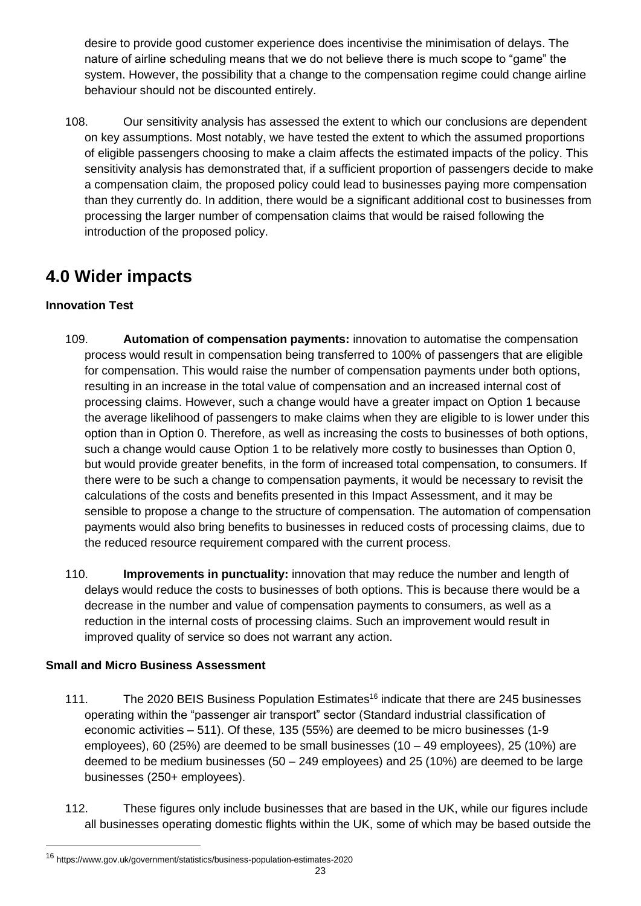desire to provide good customer experience does incentivise the minimisation of delays. The nature of airline scheduling means that we do not believe there is much scope to "game" the system. However, the possibility that a change to the compensation regime could change airline behaviour should not be discounted entirely.

108. Our sensitivity analysis has assessed the extent to which our conclusions are dependent on key assumptions. Most notably, we have tested the extent to which the assumed proportions of eligible passengers choosing to make a claim affects the estimated impacts of the policy. This sensitivity analysis has demonstrated that, if a sufficient proportion of passengers decide to make a compensation claim, the proposed policy could lead to businesses paying more compensation than they currently do. In addition, there would be a significant additional cost to businesses from processing the larger number of compensation claims that would be raised following the introduction of the proposed policy.

# 4.0 Wider impacts

**Innovation Test**

109. **Automation of compensation payments:** innovation to automatise the compensation process would result in compensation being transferred to 100% of passengers that are eligible for compensation. This would raise the number of compensation payments under both options, resulting in an increase in the total value of compensation and an increased internal cost of processing claims. However, such a change would have a greater impact on Option 1 because the average likelihood of passengers to make claims when they are eligible to is lower under this option than in Option 0. Therefore, as well as increasing the costs to businesses of both options, such a change would cause Option 1 to be relatively more costly to businesses than Option 0, but would provide greater benefits, in the form of increased total compensation, to consumers. If there were to be such a change to compensation payments, it would be necessary to revisit the calculations of the costs and benefits presented in this Impact Assessment, and it may be sensible to propose a change to the structure of compensation. The automation of compensation payments would also bring benefits to businesses in reduced costs of processing claims, due to the reduced resource requirement compared with the current process.

110. **Improvements in punctuality:** innovation that may reduce the number and length of delays would reduce the costs to businesses of both options. This is because there would be a decrease in the number and value of compensation payments to consumers, as well as a reduction in the internal costs of processing claims. Such an improvement would result in improved quality of service so does not warrant any action.

**Small and Micro Business Assessment**

111. The 2020 BEIS Business Population Estimates[16] indicate that there are 245 businesses operating within the "passenger air transport" sector (Standard industrial classification of economic activities – 511). Of these, 135 (55%) are deemed to be micro businesses (1-9 employees), 60 (25%) are deemed to be small businesses (10 – 49 employees), 25 (10%) are deemed to be medium businesses (50 – 249 employees) and 25 (10%) are deemed to be large businesses (250+ employees).

112. These figures only include businesses that are based in the UK, while our figures include all businesses operating domestic flights within the UK, some of which may be based outside the

[16] https://www.gov.uk/government/statistics/business-population-estimates-2020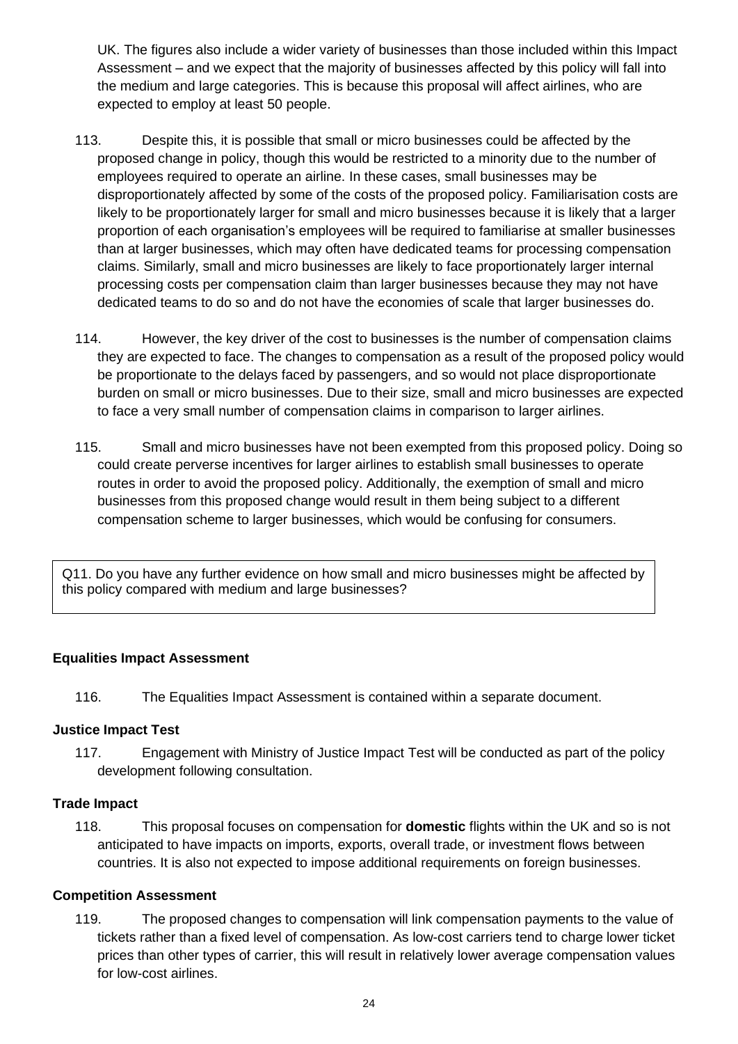UK. The figures also include a wider variety of businesses than those included within this Impact Assessment – and we expect that the majority of businesses affected by this policy will fall into the medium and large categories. This is because this proposal will affect airlines, who are expected to employ at least 50 people.

113. Despite this, it is possible that small or micro businesses could be affected by the proposed change in policy, though this would be restricted to a minority due to the number of employees required to operate an airline. In these cases, small businesses may be disproportionately affected by some of the costs of the proposed policy. Familiarisation costs are likely to be proportionately larger for small and micro businesses because it is likely that a larger proportion of each organisation's employees will be required to familiarise at smaller businesses than at larger businesses, which may often have dedicated teams for processing compensation claims. Similarly, small and micro businesses are likely to face proportionately larger internal processing costs per compensation claim than larger businesses because they may not have dedicated teams to do so and do not have the economies of scale that larger businesses do.

114. However, the key driver of the cost to businesses is the number of compensation claims they are expected to face. The changes to compensation as a result of the proposed policy would be proportionate to the delays faced by passengers, and so would not place disproportionate burden on small or micro businesses. Due to their size, small and micro businesses are expected to face a very small number of compensation claims in comparison to larger airlines.

115. Small and micro businesses have not been exempted from this proposed policy. Doing so could create perverse incentives for larger airlines to establish small businesses to operate routes in order to avoid the proposed policy. Additionally, the exemption of small and micro businesses from this proposed change would result in them being subject to a different compensation scheme to larger businesses, which would be confusing for consumers.

Q11. Do you have any further evidence on how small and micro businesses might be affected by this policy compared with medium and large businesses?

**Equalities Impact Assessment**

116. The Equalities Impact Assessment is contained within a separate document.

**Justice Impact Test**

117. Engagement with Ministry of Justice Impact Test will be conducted as part of the policy development following consultation.

**Trade Impact**

118. This proposal focuses on compensation for **domestic** flights within the UK and so is not anticipated to have impacts on imports, exports, overall trade, or investment flows between countries. It is also not expected to impose additional requirements on foreign businesses.

**Competition Assessment**

119. The proposed changes to compensation will link compensation payments to the value of tickets rather than a fixed level of compensation. As low-cost carriers tend to charge lower ticket prices than other types of carrier, this will result in relatively lower average compensation values for low-cost airlines.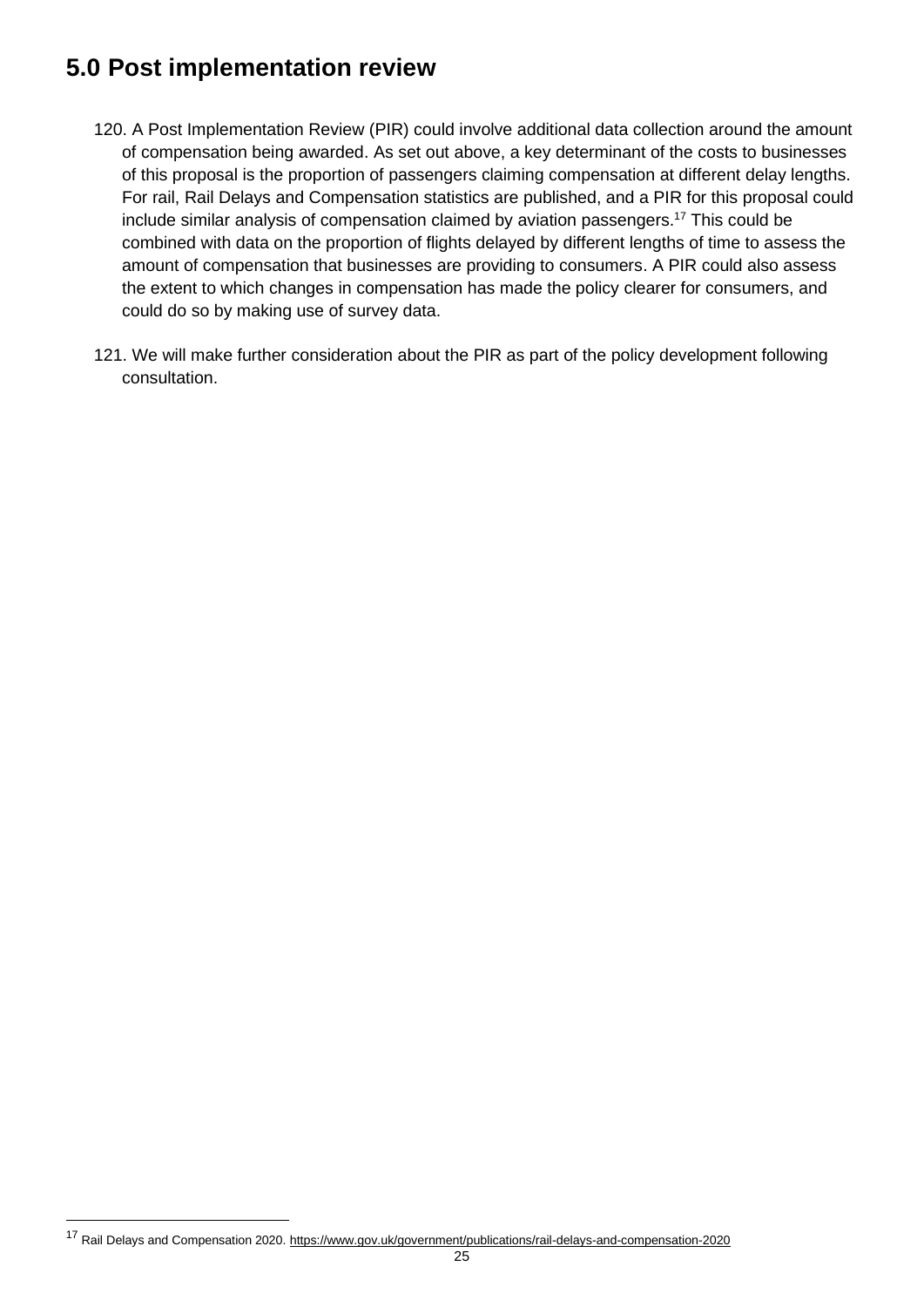# 5.0 Post implementation review

120. A Post Implementation Review (PIR) could involve additional data collection around the amount of compensation being awarded. As set out above, a key determinant of the costs to businesses of this proposal is the proportion of passengers claiming compensation at different delay lengths. For rail, Rail Delays and Compensation statistics are published, and a PIR for this proposal could include similar analysis of compensation claimed by aviation passengers.[17] This could be combined with data on the proportion of flights delayed by different lengths of time to assess the amount of compensation that businesses are providing to consumers. A PIR could also assess the extent to which changes in compensation has made the policy clearer for consumers, and could do so by making use of survey data.

121. We will make further consideration about the PIR as part of the policy development following consultation.

[17] Rail Delays and Compensation 2020. https://www.gov.uk/government/publications/rail-delays-and-compensation-2020